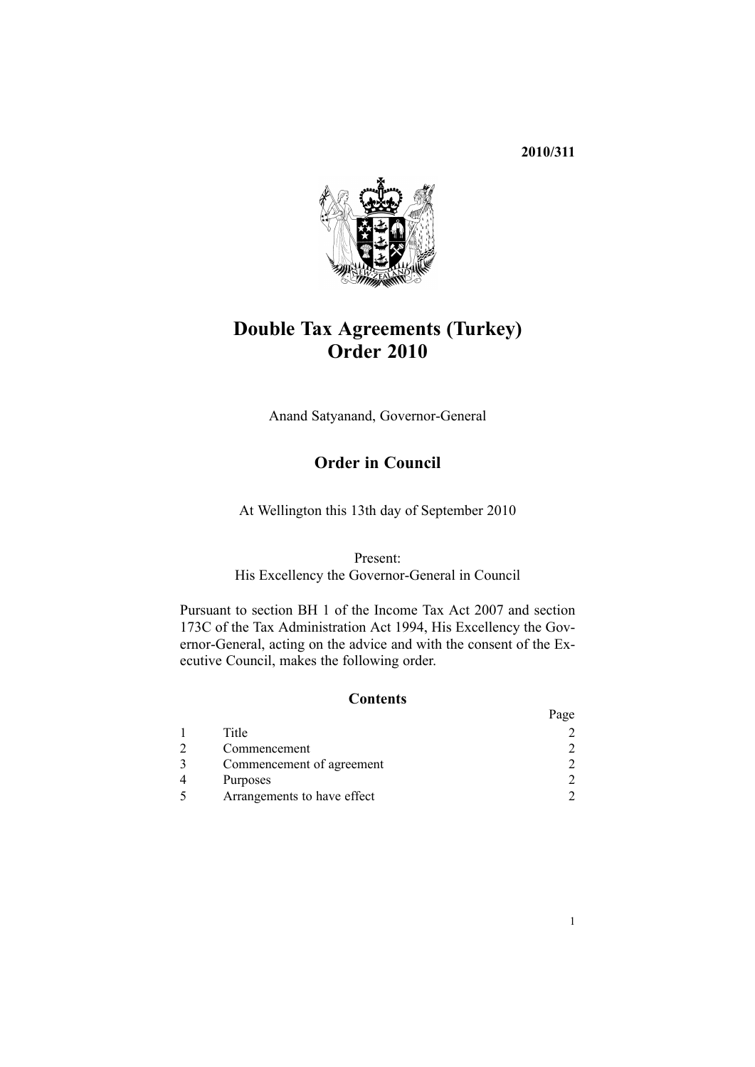**2010/311**

# Double Tax Agreements (Turkey) Order 2010

Anand Satyanand, Governor-General

## Order in Council

At Wellington this 13th day of September 2010

Present:
His Excellency the Governor-General in Council

Pursuant to section BH 1 of the Income Tax Act 2007 and section 173C of the Tax Administration Act 1994, His Excellency the Governor-General, acting on the advice and with the consent of the Executive Council, makes the following order.

### Contents

| | | Page |
|---|---|---|
| 1 | Title | 2 |
| 2 | Commencement | 2 |
| 3 | Commencement of agreement | 2 |
| 4 | Purposes | 2 |
| 5 | Arrangements to have effect | 2 |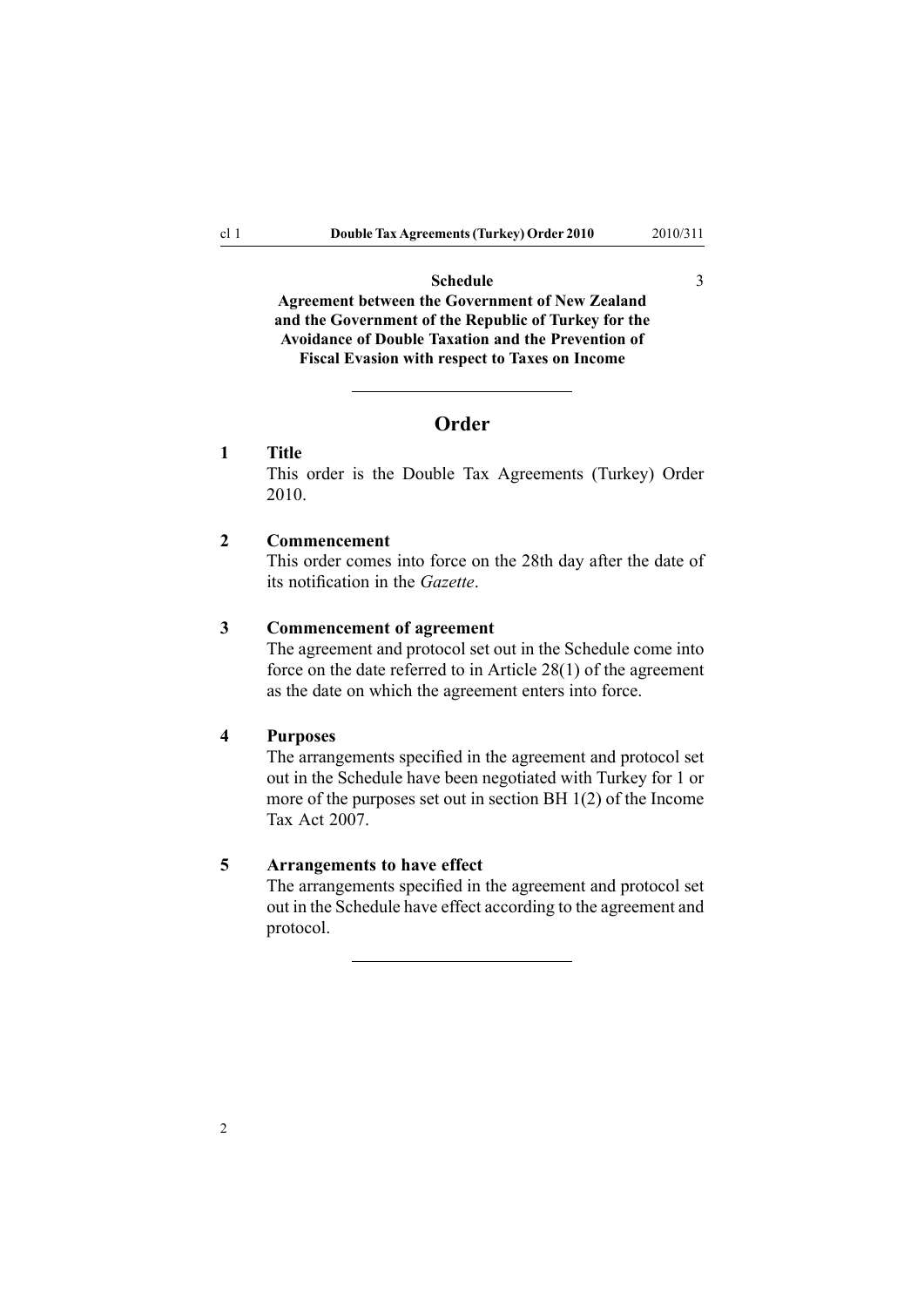**Schedule** 3

**Agreement between the Government of New Zealand and the Government of the Republic of Turkey for the Avoidance of Double Taxation and the Prevention of Fiscal Evasion with respect to Taxes on Income**

---

## Order

### 1 Title

This order is the Double Tax Agreements (Turkey) Order 2010.

### 2 Commencement

This order comes into force on the 28th day after the date of its notification in the *Gazette*.

### 3 Commencement of agreement

The agreement and protocol set out in the Schedule come into force on the date referred to in Article 28(1) of the agreement as the date on which the agreement enters into force.

### 4 Purposes

The arrangements specified in the agreement and protocol set out in the Schedule have been negotiated with Turkey for 1 or more of the purposes set out in section BH 1(2) of the Income Tax Act 2007.

### 5 Arrangements to have effect

The arrangements specified in the agreement and protocol set out in the Schedule have effect according to the agreement and protocol.

---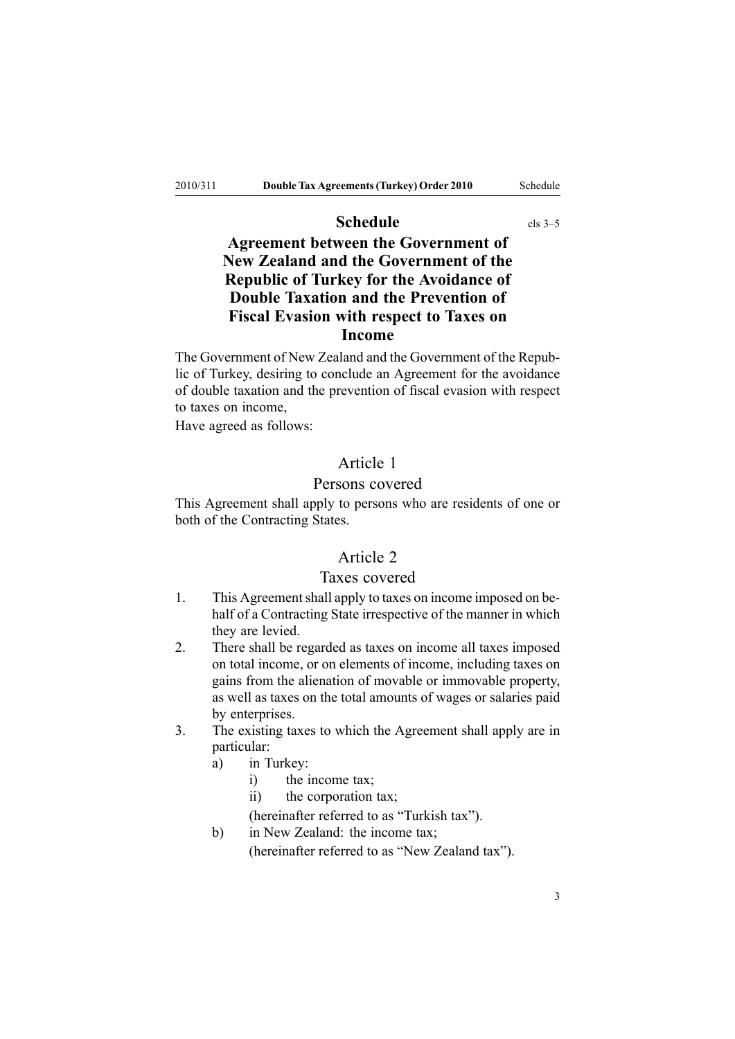## Schedule

cls 3–5

# Agreement between the Government of New Zealand and the Government of the Republic of Turkey for the Avoidance of Double Taxation and the Prevention of Fiscal Evasion with respect to Taxes on Income

The Government of New Zealand and the Government of the Republic of Turkey, desiring to conclude an Agreement for the avoidance of double taxation and the prevention of fiscal evasion with respect to taxes on income,

Have agreed as follows:

## Article 1

### Persons covered

This Agreement shall apply to persons who are residents of one or both of the Contracting States.

## Article 2

### Taxes covered

1. This Agreement shall apply to taxes on income imposed on behalf of a Contracting State irrespective of the manner in which they are levied.
2. There shall be regarded as taxes on income all taxes imposed on total income, or on elements of income, including taxes on gains from the alienation of movable or immovable property, as well as taxes on the total amounts of wages or salaries paid by enterprises.
3. The existing taxes to which the Agreement shall apply are in particular:
   - a) in Turkey:
     - i) the income tax;
     - ii) the corporation tax;

     (hereinafter referred to as "Turkish tax").
   - b) in New Zealand: the income tax;

     (hereinafter referred to as "New Zealand tax").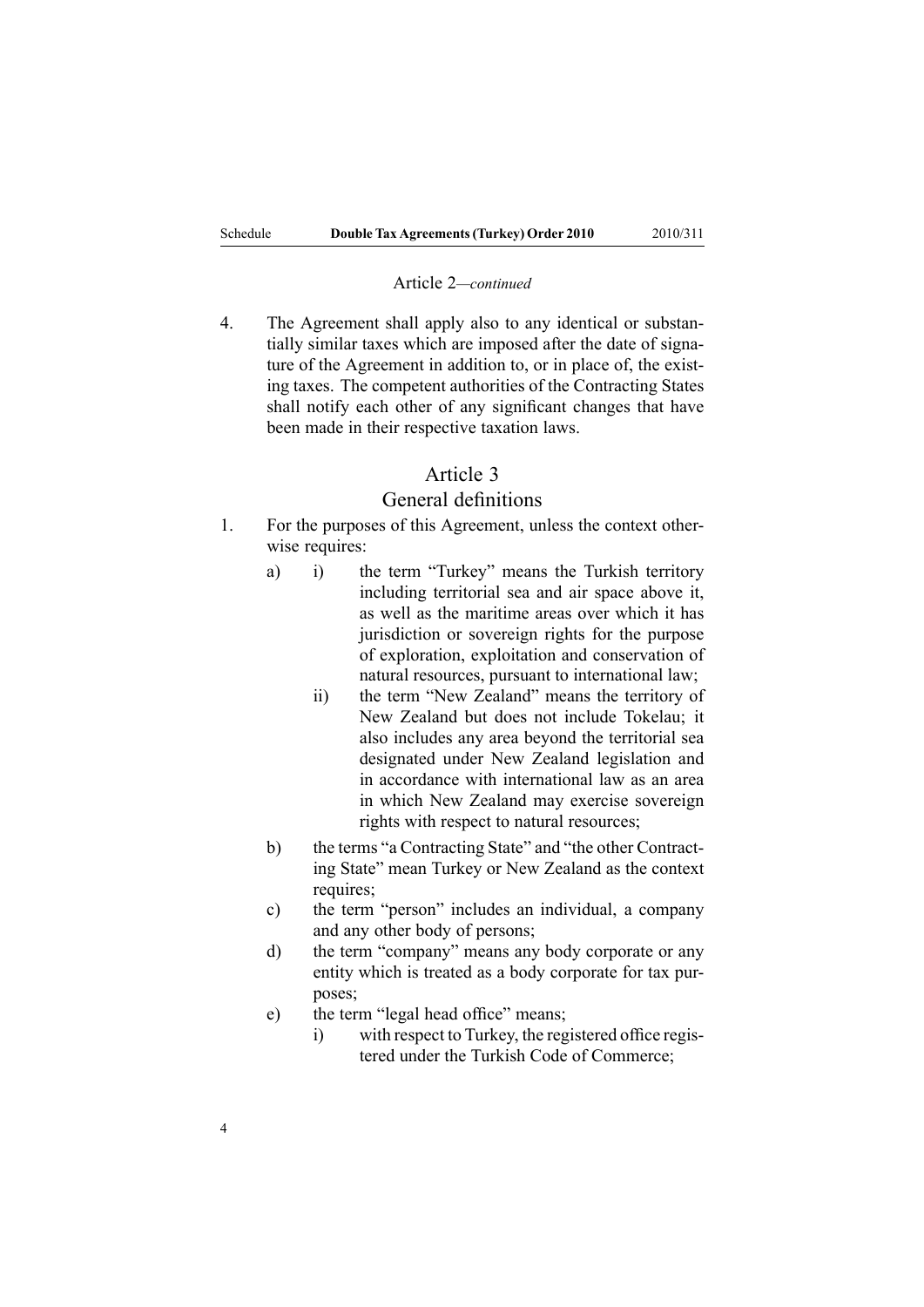Article 2—*continued*

4. The Agreement shall apply also to any identical or substantially similar taxes which are imposed after the date of signature of the Agreement in addition to, or in place of, the existing taxes. The competent authorities of the Contracting States shall notify each other of any significant changes that have been made in their respective taxation laws.

## Article 3
## General definitions

1. For the purposes of this Agreement, unless the context otherwise requires:
   - a)
     - i) the term "Turkey" means the Turkish territory including territorial sea and air space above it, as well as the maritime areas over which it has jurisdiction or sovereign rights for the purpose of exploration, exploitation and conservation of natural resources, pursuant to international law;
     - ii) the term "New Zealand" means the territory of New Zealand but does not include Tokelau; it also includes any area beyond the territorial sea designated under New Zealand legislation and in accordance with international law as an area in which New Zealand may exercise sovereign rights with respect to natural resources;
   - b) the terms "a Contracting State" and "the other Contracting State" mean Turkey or New Zealand as the context requires;
   - c) the term "person" includes an individual, a company and any other body of persons;
   - d) the term "company" means any body corporate or any entity which is treated as a body corporate for tax purposes;
   - e) the term "legal head office" means;
     - i) with respect to Turkey, the registered office registered under the Turkish Code of Commerce;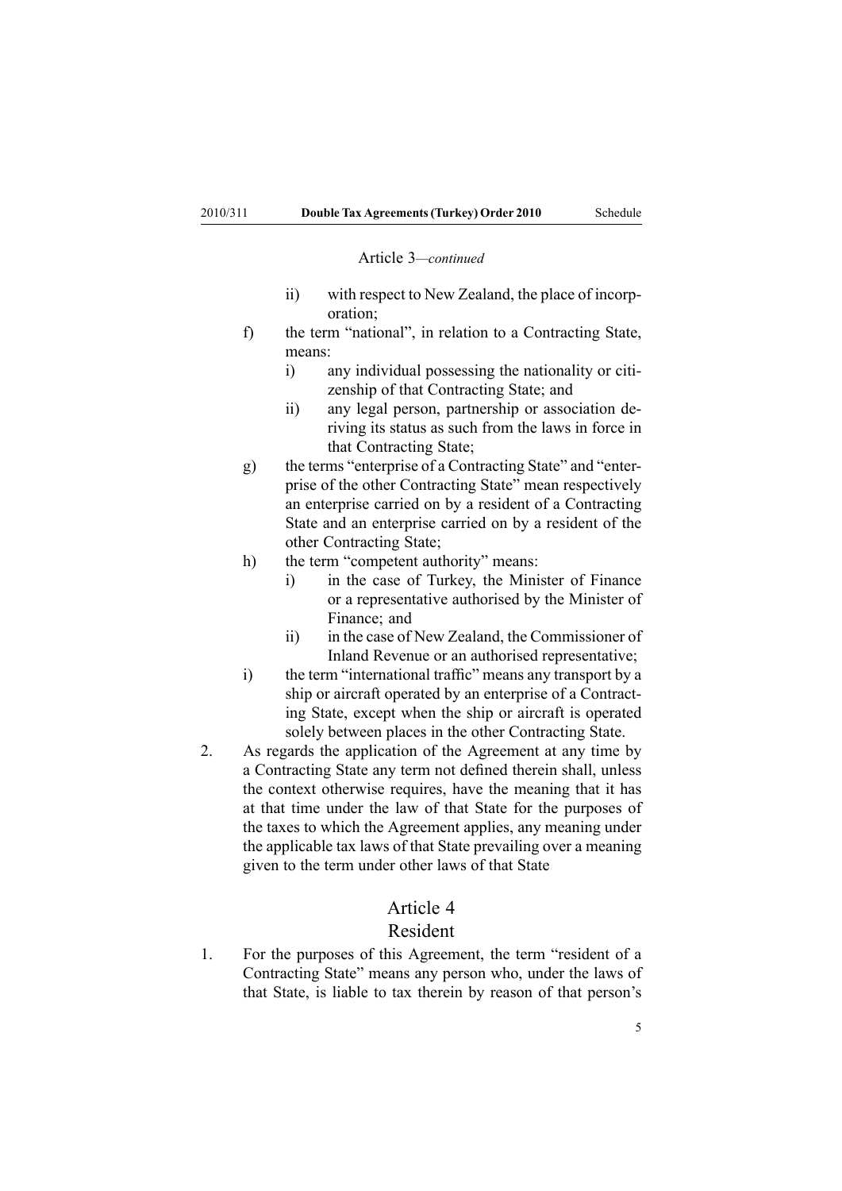Article 3—*continued*

- ii) with respect to New Zealand, the place of incorporation;

f) the term "national", in relation to a Contracting State, means:
- i) any individual possessing the nationality or citizenship of that Contracting State; and
- ii) any legal person, partnership or association deriving its status as such from the laws in force in that Contracting State;

g) the terms "enterprise of a Contracting State" and "enterprise of the other Contracting State" mean respectively an enterprise carried on by a resident of a Contracting State and an enterprise carried on by a resident of the other Contracting State;

h) the term "competent authority" means:
- i) in the case of Turkey, the Minister of Finance or a representative authorised by the Minister of Finance; and
- ii) in the case of New Zealand, the Commissioner of Inland Revenue or an authorised representative;

i) the term "international traffic" means any transport by a ship or aircraft operated by an enterprise of a Contracting State, except when the ship or aircraft is operated solely between places in the other Contracting State.

2. As regards the application of the Agreement at any time by a Contracting State any term not defined therein shall, unless the context otherwise requires, have the meaning that it has at that time under the law of that State for the purposes of the taxes to which the Agreement applies, any meaning under the applicable tax laws of that State prevailing over a meaning given to the term under other laws of that State

## Article 4
## Resident

1. For the purposes of this Agreement, the term "resident of a Contracting State" means any person who, under the laws of that State, is liable to tax therein by reason of that person's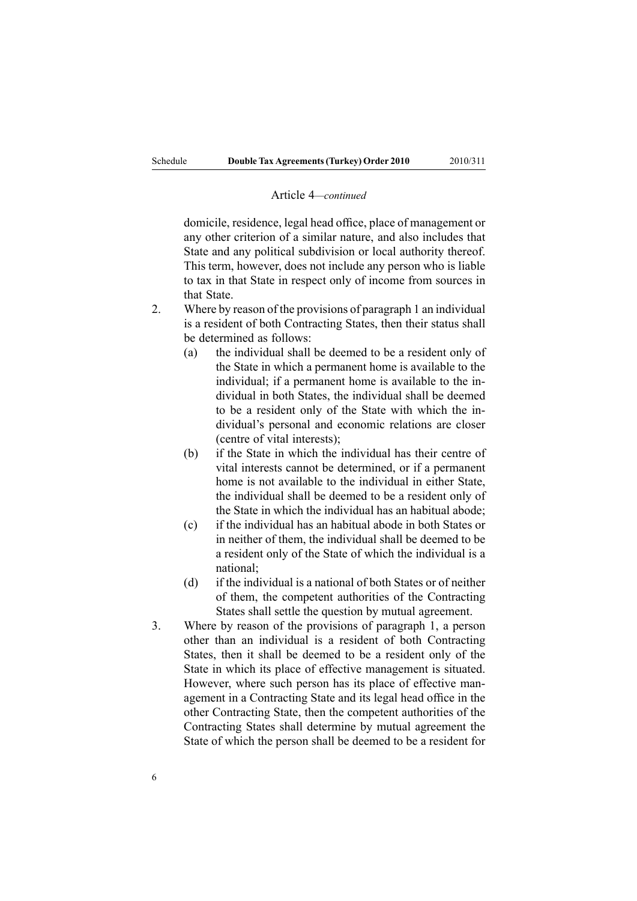Article 4—*continued*

domicile, residence, legal head office, place of management or any other criterion of a similar nature, and also includes that State and any political subdivision or local authority thereof. This term, however, does not include any person who is liable to tax in that State in respect only of income from sources in that State.

2. Where by reason of the provisions of paragraph 1 an individual is a resident of both Contracting States, then their status shall be determined as follows:
   (a) the individual shall be deemed to be a resident only of the State in which a permanent home is available to the individual; if a permanent home is available to the individual in both States, the individual shall be deemed to be a resident only of the State with which the individual's personal and economic relations are closer (centre of vital interests);
   (b) if the State in which the individual has their centre of vital interests cannot be determined, or if a permanent home is not available to the individual in either State, the individual shall be deemed to be a resident only of the State in which the individual has an habitual abode;
   (c) if the individual has an habitual abode in both States or in neither of them, the individual shall be deemed to be a resident only of the State of which the individual is a national;
   (d) if the individual is a national of both States or of neither of them, the competent authorities of the Contracting States shall settle the question by mutual agreement.

3. Where by reason of the provisions of paragraph 1, a person other than an individual is a resident of both Contracting States, then it shall be deemed to be a resident only of the State in which its place of effective management is situated. However, where such person has its place of effective management in a Contracting State and its legal head office in the other Contracting State, then the competent authorities of the Contracting States shall determine by mutual agreement the State of which the person shall be deemed to be a resident for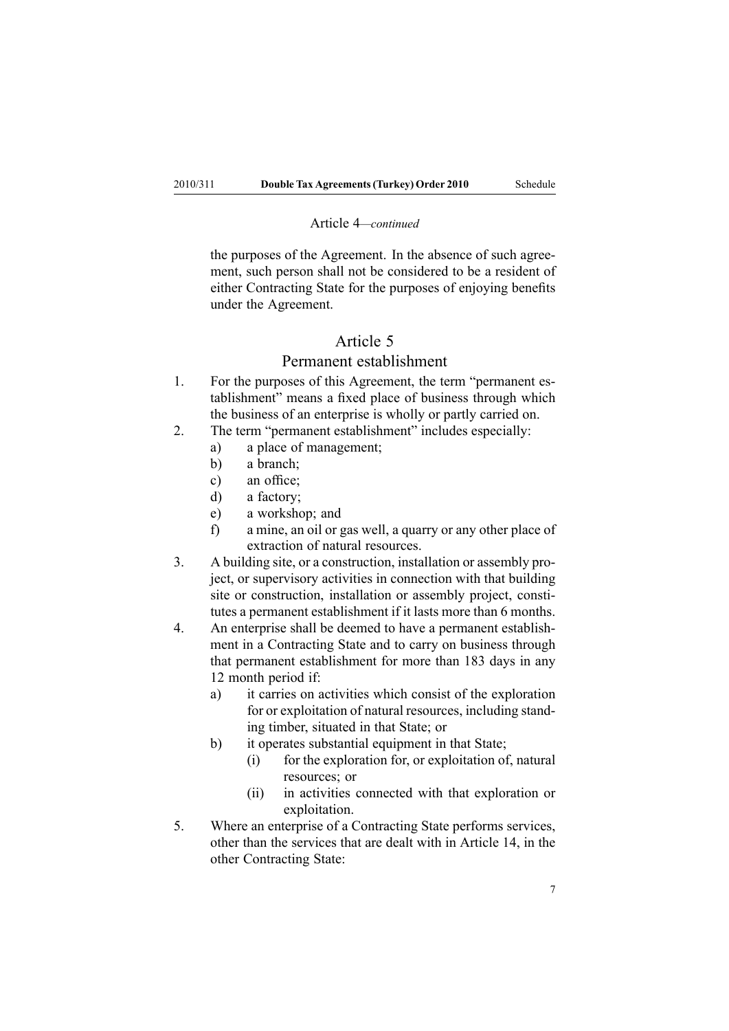Article 4—*continued*

the purposes of the Agreement. In the absence of such agreement, such person shall not be considered to be a resident of either Contracting State for the purposes of enjoying benefits under the Agreement.

## Article 5

## Permanent establishment

1. For the purposes of this Agreement, the term "permanent establishment" means a fixed place of business through which the business of an enterprise is wholly or partly carried on.
2. The term "permanent establishment" includes especially:
   - a) a place of management;
   - b) a branch;
   - c) an office;
   - d) a factory;
   - e) a workshop; and
   - f) a mine, an oil or gas well, a quarry or any other place of extraction of natural resources.
3. A building site, or a construction, installation or assembly project, or supervisory activities in connection with that building site or construction, installation or assembly project, constitutes a permanent establishment if it lasts more than 6 months.
4. An enterprise shall be deemed to have a permanent establishment in a Contracting State and to carry on business through that permanent establishment for more than 183 days in any 12 month period if:
   - a) it carries on activities which consist of the exploration for or exploitation of natural resources, including standing timber, situated in that State; or
   - b) it operates substantial equipment in that State;
     - (i) for the exploration for, or exploitation of, natural resources; or
     - (ii) in activities connected with that exploration or exploitation.
5. Where an enterprise of a Contracting State performs services, other than the services that are dealt with in Article 14, in the other Contracting State: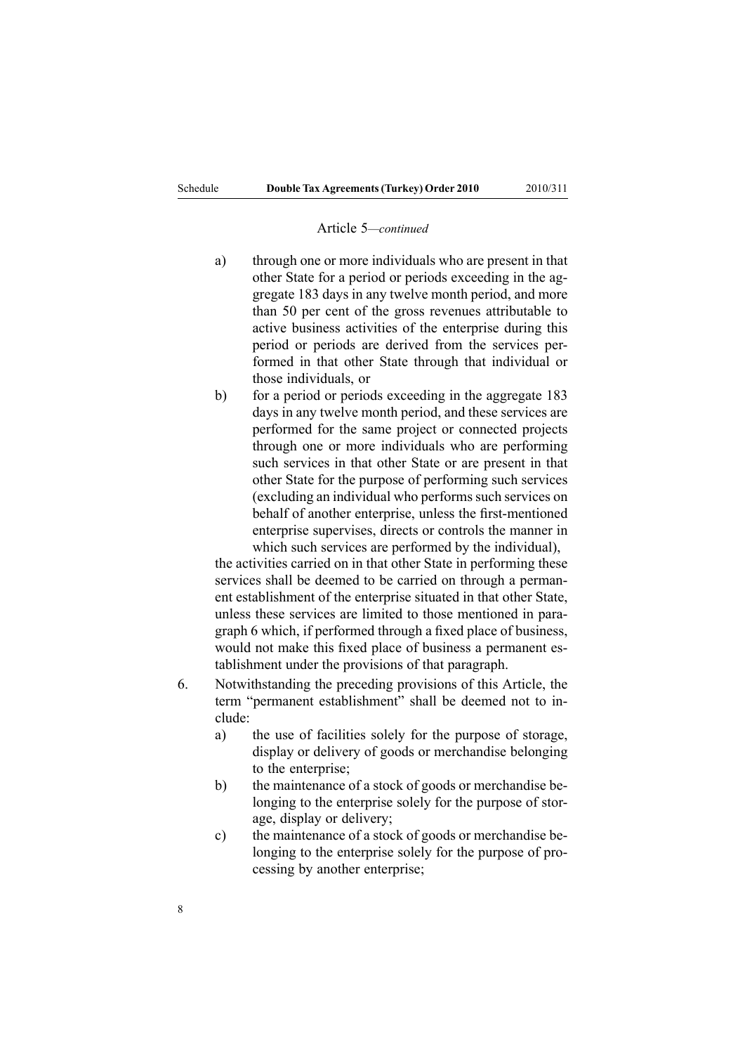Article 5—*continued*

a) through one or more individuals who are present in that other State for a period or periods exceeding in the aggregate 183 days in any twelve month period, and more than 50 per cent of the gross revenues attributable to active business activities of the enterprise during this period or periods are derived from the services performed in that other State through that individual or those individuals, or

b) for a period or periods exceeding in the aggregate 183 days in any twelve month period, and these services are performed for the same project or connected projects through one or more individuals who are performing such services in that other State or are present in that other State for the purpose of performing such services (excluding an individual who performs such services on behalf of another enterprise, unless the first-mentioned enterprise supervises, directs or controls the manner in which such services are performed by the individual),

the activities carried on in that other State in performing these services shall be deemed to be carried on through a permanent establishment of the enterprise situated in that other State, unless these services are limited to those mentioned in paragraph 6 which, if performed through a fixed place of business, would not make this fixed place of business a permanent establishment under the provisions of that paragraph.

6. Notwithstanding the preceding provisions of this Article, the term "permanent establishment" shall be deemed not to include:

   a) the use of facilities solely for the purpose of storage, display or delivery of goods or merchandise belonging to the enterprise;

   b) the maintenance of a stock of goods or merchandise belonging to the enterprise solely for the purpose of storage, display or delivery;

   c) the maintenance of a stock of goods or merchandise belonging to the enterprise solely for the purpose of processing by another enterprise;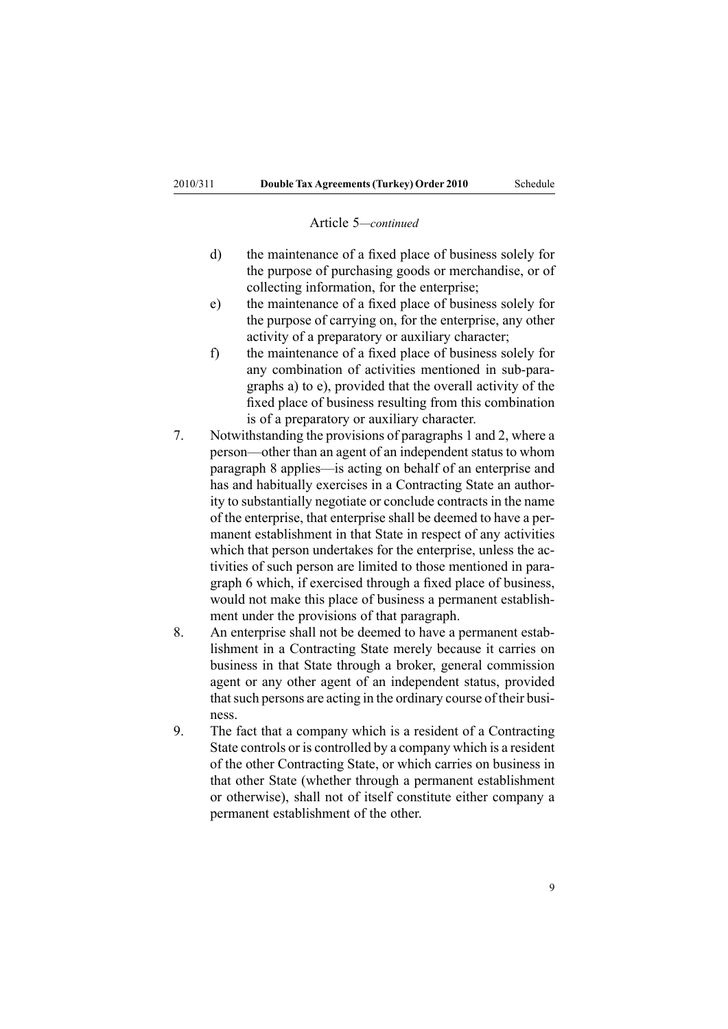Article 5—*continued*

d) the maintenance of a fixed place of business solely for the purpose of purchasing goods or merchandise, or of collecting information, for the enterprise;

e) the maintenance of a fixed place of business solely for the purpose of carrying on, for the enterprise, any other activity of a preparatory or auxiliary character;

f) the maintenance of a fixed place of business solely for any combination of activities mentioned in sub-paragraphs a) to e), provided that the overall activity of the fixed place of business resulting from this combination is of a preparatory or auxiliary character.

7. Notwithstanding the provisions of paragraphs 1 and 2, where a person—other than an agent of an independent status to whom paragraph 8 applies—is acting on behalf of an enterprise and has and habitually exercises in a Contracting State an authority to substantially negotiate or conclude contracts in the name of the enterprise, that enterprise shall be deemed to have a permanent establishment in that State in respect of any activities which that person undertakes for the enterprise, unless the activities of such person are limited to those mentioned in paragraph 6 which, if exercised through a fixed place of business, would not make this place of business a permanent establishment under the provisions of that paragraph.

8. An enterprise shall not be deemed to have a permanent establishment in a Contracting State merely because it carries on business in that State through a broker, general commission agent or any other agent of an independent status, provided that such persons are acting in the ordinary course of their business.

9. The fact that a company which is a resident of a Contracting State controls or is controlled by a company which is a resident of the other Contracting State, or which carries on business in that other State (whether through a permanent establishment or otherwise), shall not of itself constitute either company a permanent establishment of the other.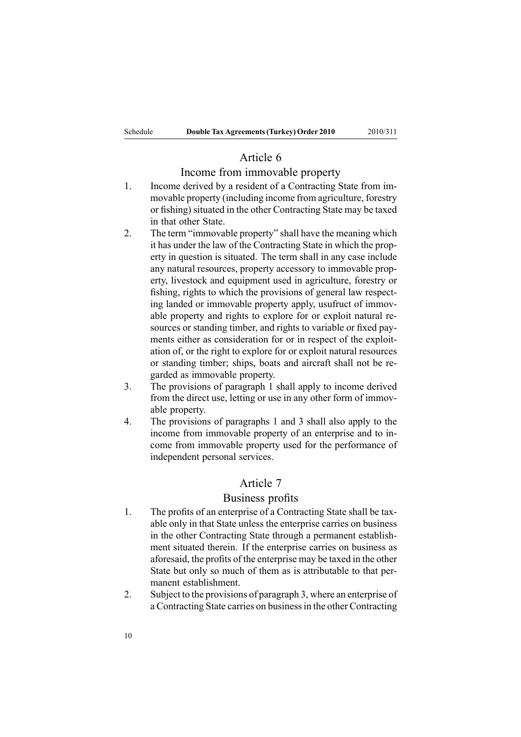## Article 6

### Income from immovable property

1. Income derived by a resident of a Contracting State from immovable property (including income from agriculture, forestry or fishing) situated in the other Contracting State may be taxed in that other State.
2. The term "immovable property" shall have the meaning which it has under the law of the Contracting State in which the property in question is situated. The term shall in any case include any natural resources, property accessory to immovable property, livestock and equipment used in agriculture, forestry or fishing, rights to which the provisions of general law respecting landed or immovable property apply, usufruct of immovable property and rights to explore for or exploit natural resources or standing timber, and rights to variable or fixed payments either as consideration for or in respect of the exploitation of, or the right to explore for or exploit natural resources or standing timber; ships, boats and aircraft shall not be regarded as immovable property.
3. The provisions of paragraph 1 shall apply to income derived from the direct use, letting or use in any other form of immovable property.
4. The provisions of paragraphs 1 and 3 shall also apply to the income from immovable property of an enterprise and to income from immovable property used for the performance of independent personal services.

## Article 7

### Business profits

1. The profits of an enterprise of a Contracting State shall be taxable only in that State unless the enterprise carries on business in the other Contracting State through a permanent establishment situated therein. If the enterprise carries on business as aforesaid, the profits of the enterprise may be taxed in the other State but only so much of them as is attributable to that permanent establishment.
2. Subject to the provisions of paragraph 3, where an enterprise of a Contracting State carries on business in the other Contracting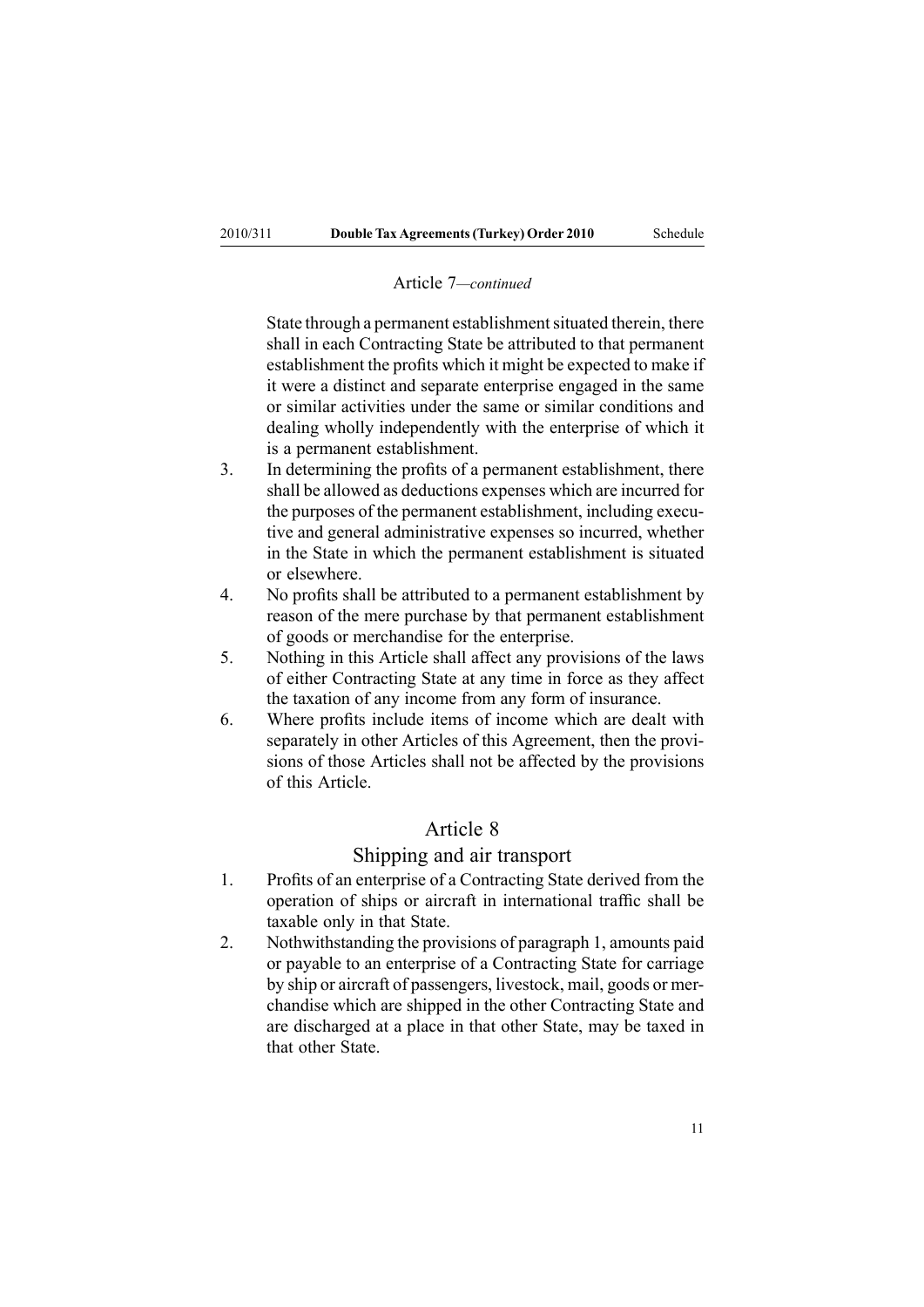Article 7—*continued*

State through a permanent establishment situated therein, there shall in each Contracting State be attributed to that permanent establishment the profits which it might be expected to make if it were a distinct and separate enterprise engaged in the same or similar activities under the same or similar conditions and dealing wholly independently with the enterprise of which it is a permanent establishment.

3. In determining the profits of a permanent establishment, there shall be allowed as deductions expenses which are incurred for the purposes of the permanent establishment, including executive and general administrative expenses so incurred, whether in the State in which the permanent establishment is situated or elsewhere.
4. No profits shall be attributed to a permanent establishment by reason of the mere purchase by that permanent establishment of goods or merchandise for the enterprise.
5. Nothing in this Article shall affect any provisions of the laws of either Contracting State at any time in force as they affect the taxation of any income from any form of insurance.
6. Where profits include items of income which are dealt with separately in other Articles of this Agreement, then the provisions of those Articles shall not be affected by the provisions of this Article.

## Article 8

## Shipping and air transport

1. Profits of an enterprise of a Contracting State derived from the operation of ships or aircraft in international traffic shall be taxable only in that State.
2. Nothwithstanding the provisions of paragraph 1, amounts paid or payable to an enterprise of a Contracting State for carriage by ship or aircraft of passengers, livestock, mail, goods or merchandise which are shipped in the other Contracting State and are discharged at a place in that other State, may be taxed in that other State.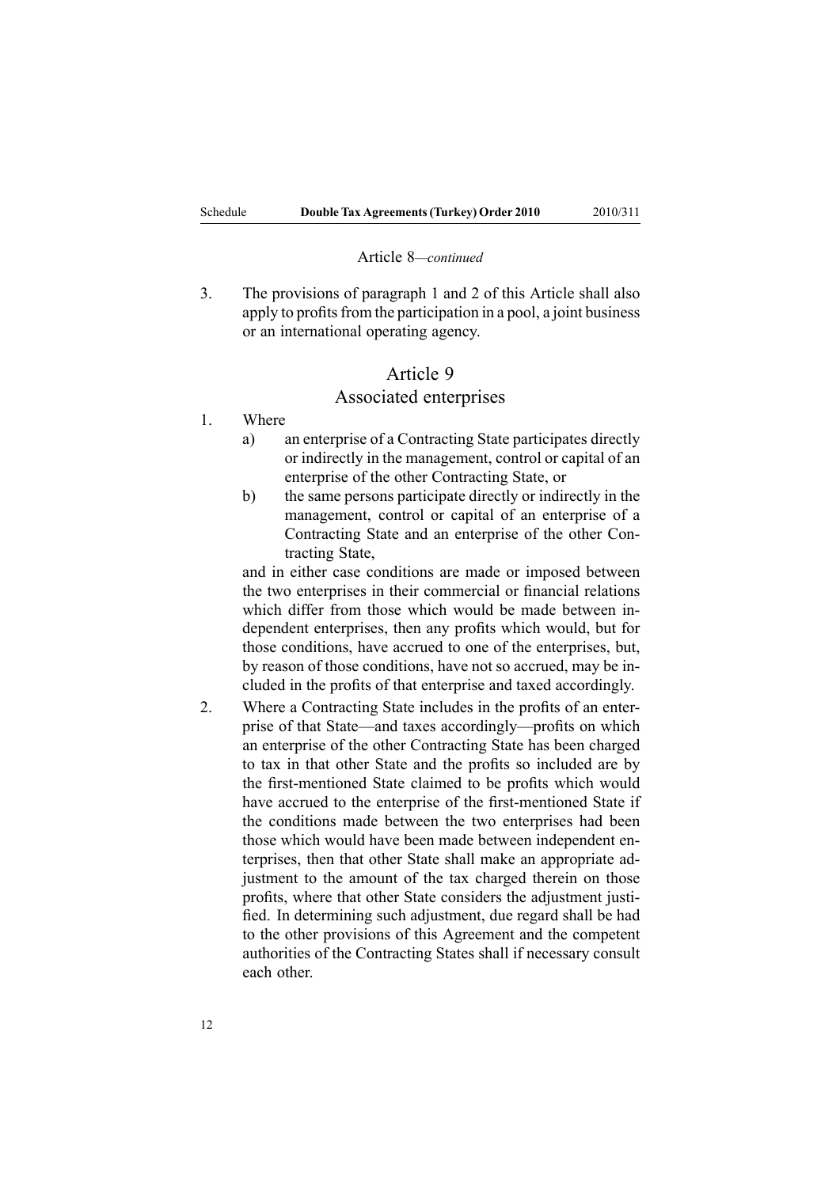Article 8—*continued*

3. The provisions of paragraph 1 and 2 of this Article shall also apply to profits from the participation in a pool, a joint business or an international operating agency.

## Article 9
## Associated enterprises

1. Where
   a) an enterprise of a Contracting State participates directly or indirectly in the management, control or capital of an enterprise of the other Contracting State, or
   b) the same persons participate directly or indirectly in the management, control or capital of an enterprise of a Contracting State and an enterprise of the other Contracting State,

   and in either case conditions are made or imposed between the two enterprises in their commercial or financial relations which differ from those which would be made between independent enterprises, then any profits which would, but for those conditions, have accrued to one of the enterprises, but, by reason of those conditions, have not so accrued, may be included in the profits of that enterprise and taxed accordingly.

2. Where a Contracting State includes in the profits of an enterprise of that State—and taxes accordingly—profits on which an enterprise of the other Contracting State has been charged to tax in that other State and the profits so included are by the first-mentioned State claimed to be profits which would have accrued to the enterprise of the first-mentioned State if the conditions made between the two enterprises had been those which would have been made between independent enterprises, then that other State shall make an appropriate adjustment to the amount of the tax charged therein on those profits, where that other State considers the adjustment justified. In determining such adjustment, due regard shall be had to the other provisions of this Agreement and the competent authorities of the Contracting States shall if necessary consult each other.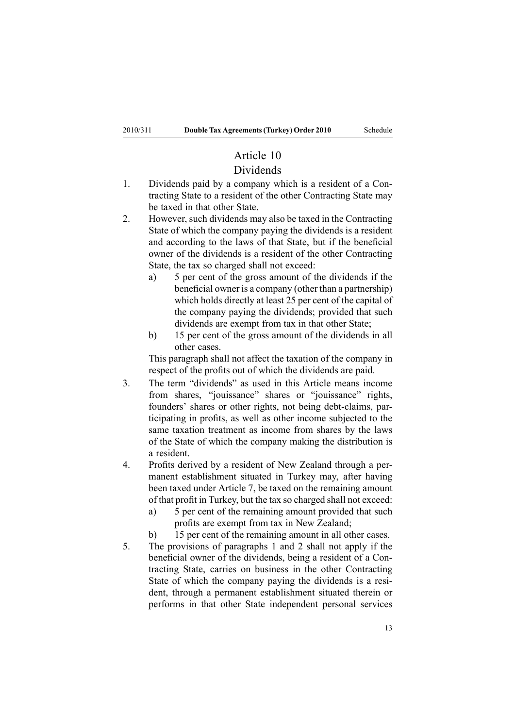## Article 10
## Dividends

1. Dividends paid by a company which is a resident of a Contracting State to a resident of the other Contracting State may be taxed in that other State.
2. However, such dividends may also be taxed in the Contracting State of which the company paying the dividends is a resident and according to the laws of that State, but if the beneficial owner of the dividends is a resident of the other Contracting State, the tax so charged shall not exceed:
   - a) 5 per cent of the gross amount of the dividends if the beneficial owner is a company (other than a partnership) which holds directly at least 25 per cent of the capital of the company paying the dividends; provided that such dividends are exempt from tax in that other State;
   - b) 15 per cent of the gross amount of the dividends in all other cases.

   This paragraph shall not affect the taxation of the company in respect of the profits out of which the dividends are paid.
3. The term "dividends" as used in this Article means income from shares, "jouissance" shares or "jouissance" rights, founders' shares or other rights, not being debt-claims, participating in profits, as well as other income subjected to the same taxation treatment as income from shares by the laws of the State of which the company making the distribution is a resident.
4. Profits derived by a resident of New Zealand through a permanent establishment situated in Turkey may, after having been taxed under Article 7, be taxed on the remaining amount of that profit in Turkey, but the tax so charged shall not exceed:
   - a) 5 per cent of the remaining amount provided that such profits are exempt from tax in New Zealand;
   - b) 15 per cent of the remaining amount in all other cases.
5. The provisions of paragraphs 1 and 2 shall not apply if the beneficial owner of the dividends, being a resident of a Contracting State, carries on business in the other Contracting State of which the company paying the dividends is a resident, through a permanent establishment situated therein or performs in that other State independent personal services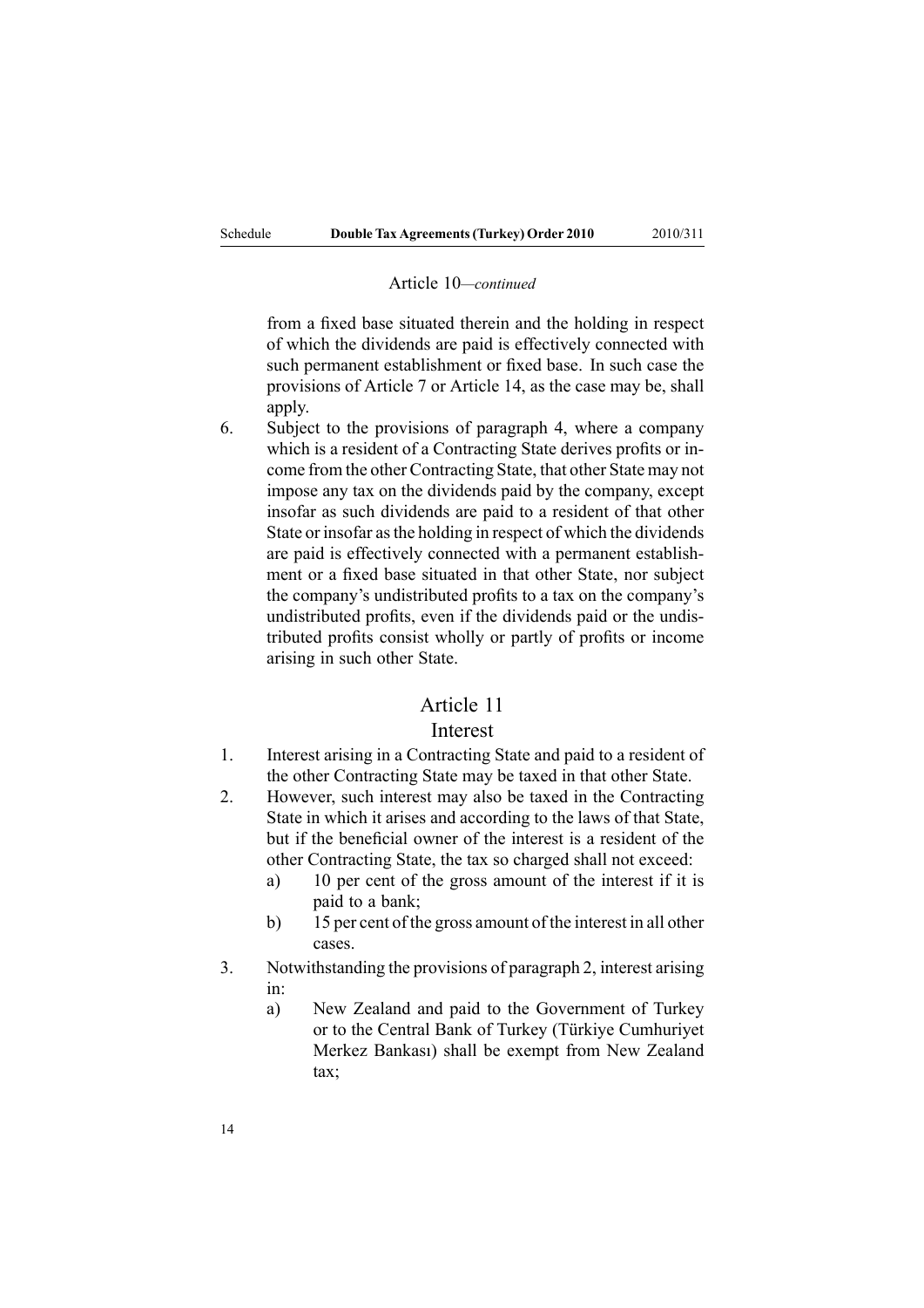Article 10—*continued*

from a fixed base situated therein and the holding in respect of which the dividends are paid is effectively connected with such permanent establishment or fixed base. In such case the provisions of Article 7 or Article 14, as the case may be, shall apply.

6. Subject to the provisions of paragraph 4, where a company which is a resident of a Contracting State derives profits or income from the other Contracting State, that other State may not impose any tax on the dividends paid by the company, except insofar as such dividends are paid to a resident of that other State or insofar as the holding in respect of which the dividends are paid is effectively connected with a permanent establishment or a fixed base situated in that other State, nor subject the company's undistributed profits to a tax on the company's undistributed profits, even if the dividends paid or the undistributed profits consist wholly or partly of profits or income arising in such other State.

## Article 11

## Interest

1. Interest arising in a Contracting State and paid to a resident of the other Contracting State may be taxed in that other State.
2. However, such interest may also be taxed in the Contracting State in which it arises and according to the laws of that State, but if the beneficial owner of the interest is a resident of the other Contracting State, the tax so charged shall not exceed:
   a) 10 per cent of the gross amount of the interest if it is paid to a bank;
   b) 15 per cent of the gross amount of the interest in all other cases.
3. Notwithstanding the provisions of paragraph 2, interest arising in:
   a) New Zealand and paid to the Government of Turkey or to the Central Bank of Turkey (Türkiye Cumhuriyet Merkez Bankası) shall be exempt from New Zealand tax;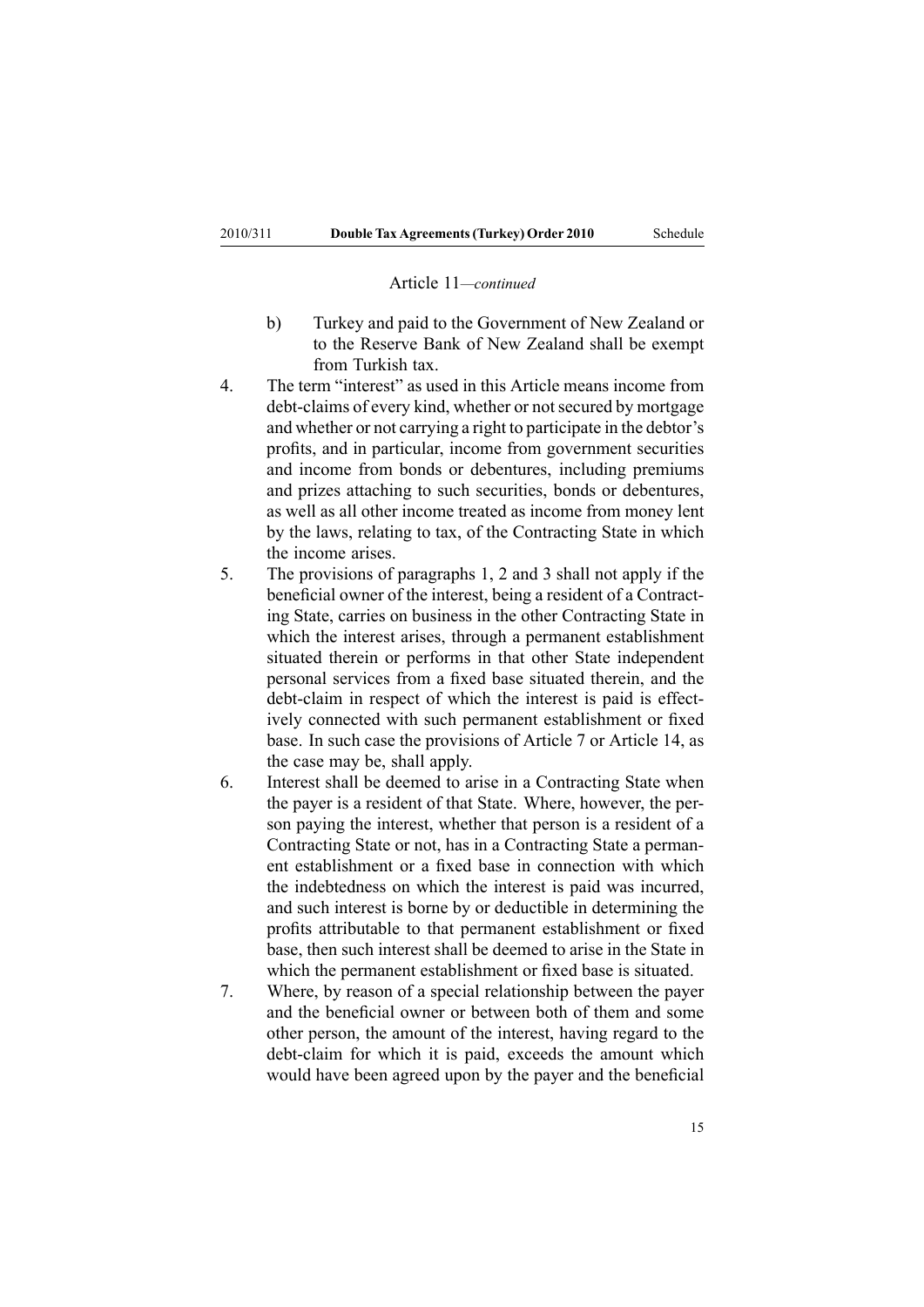Article 11—*continued*

b) Turkey and paid to the Government of New Zealand or to the Reserve Bank of New Zealand shall be exempt from Turkish tax.

4. The term "interest" as used in this Article means income from debt-claims of every kind, whether or not secured by mortgage and whether or not carrying a right to participate in the debtor's profits, and in particular, income from government securities and income from bonds or debentures, including premiums and prizes attaching to such securities, bonds or debentures, as well as all other income treated as income from money lent by the laws, relating to tax, of the Contracting State in which the income arises.

5. The provisions of paragraphs 1, 2 and 3 shall not apply if the beneficial owner of the interest, being a resident of a Contracting State, carries on business in the other Contracting State in which the interest arises, through a permanent establishment situated therein or performs in that other State independent personal services from a fixed base situated therein, and the debt-claim in respect of which the interest is paid is effectively connected with such permanent establishment or fixed base. In such case the provisions of Article 7 or Article 14, as the case may be, shall apply.

6. Interest shall be deemed to arise in a Contracting State when the payer is a resident of that State. Where, however, the person paying the interest, whether that person is a resident of a Contracting State or not, has in a Contracting State a permanent establishment or a fixed base in connection with which the indebtedness on which the interest is paid was incurred, and such interest is borne by or deductible in determining the profits attributable to that permanent establishment or fixed base, then such interest shall be deemed to arise in the State in which the permanent establishment or fixed base is situated.

7. Where, by reason of a special relationship between the payer and the beneficial owner or between both of them and some other person, the amount of the interest, having regard to the debt-claim for which it is paid, exceeds the amount which would have been agreed upon by the payer and the beneficial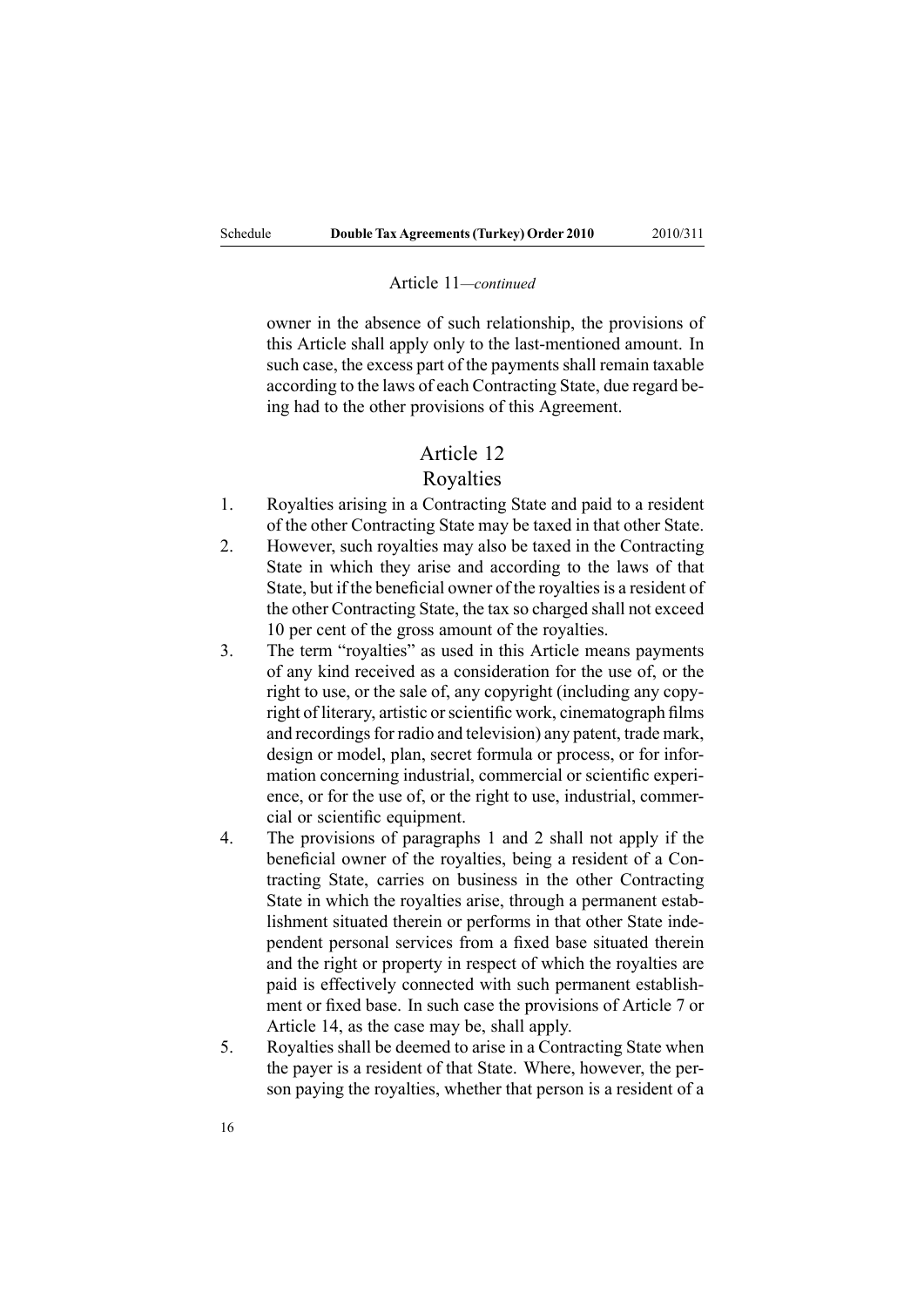Article 11—*continued*

owner in the absence of such relationship, the provisions of this Article shall apply only to the last-mentioned amount. In such case, the excess part of the payments shall remain taxable according to the laws of each Contracting State, due regard being had to the other provisions of this Agreement.

## Article 12
## Royalties

1. Royalties arising in a Contracting State and paid to a resident of the other Contracting State may be taxed in that other State.
2. However, such royalties may also be taxed in the Contracting State in which they arise and according to the laws of that State, but if the beneficial owner of the royalties is a resident of the other Contracting State, the tax so charged shall not exceed 10 per cent of the gross amount of the royalties.
3. The term "royalties" as used in this Article means payments of any kind received as a consideration for the use of, or the right to use, or the sale of, any copyright (including any copyright of literary, artistic or scientific work, cinematograph films and recordings for radio and television) any patent, trade mark, design or model, plan, secret formula or process, or for information concerning industrial, commercial or scientific experience, or for the use of, or the right to use, industrial, commercial or scientific equipment.
4. The provisions of paragraphs 1 and 2 shall not apply if the beneficial owner of the royalties, being a resident of a Contracting State, carries on business in the other Contracting State in which the royalties arise, through a permanent establishment situated therein or performs in that other State independent personal services from a fixed base situated therein and the right or property in respect of which the royalties are paid is effectively connected with such permanent establishment or fixed base. In such case the provisions of Article 7 or Article 14, as the case may be, shall apply.
5. Royalties shall be deemed to arise in a Contracting State when the payer is a resident of that State. Where, however, the person paying the royalties, whether that person is a resident of a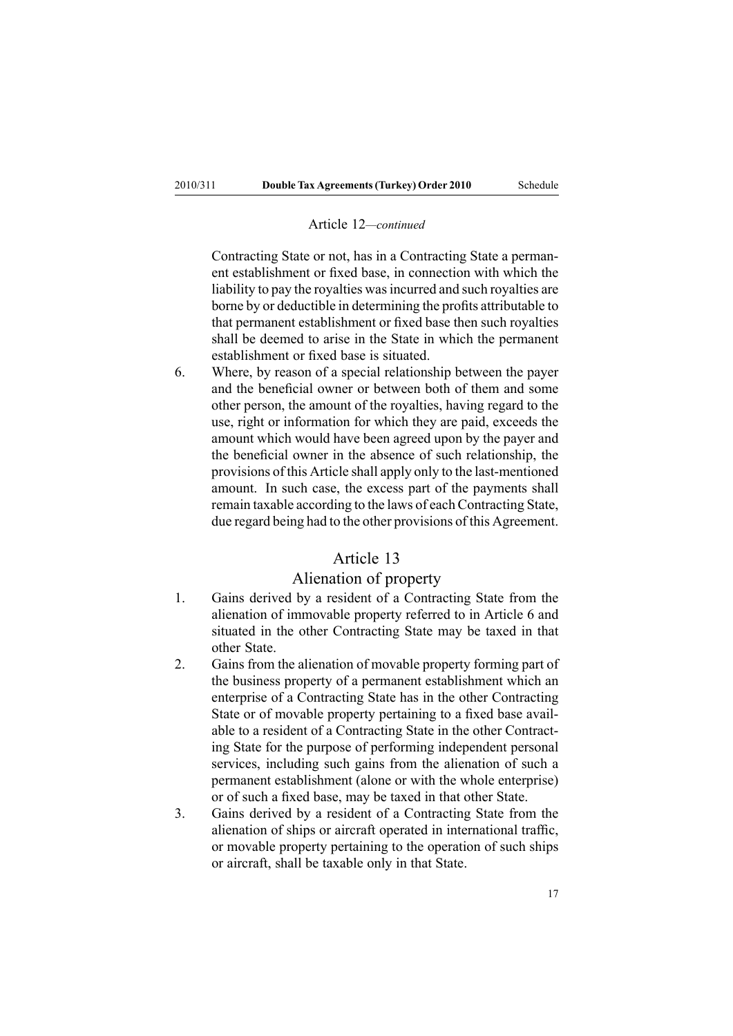Article 12—*continued*

Contracting State or not, has in a Contracting State a permanent establishment or fixed base, in connection with which the liability to pay the royalties was incurred and such royalties are borne by or deductible in determining the profits attributable to that permanent establishment or fixed base then such royalties shall be deemed to arise in the State in which the permanent establishment or fixed base is situated.

6. Where, by reason of a special relationship between the payer and the beneficial owner or between both of them and some other person, the amount of the royalties, having regard to the use, right or information for which they are paid, exceeds the amount which would have been agreed upon by the payer and the beneficial owner in the absence of such relationship, the provisions of this Article shall apply only to the last-mentioned amount. In such case, the excess part of the payments shall remain taxable according to the laws of each Contracting State, due regard being had to the other provisions of this Agreement.

## Article 13

## Alienation of property

1. Gains derived by a resident of a Contracting State from the alienation of immovable property referred to in Article 6 and situated in the other Contracting State may be taxed in that other State.
2. Gains from the alienation of movable property forming part of the business property of a permanent establishment which an enterprise of a Contracting State has in the other Contracting State or of movable property pertaining to a fixed base available to a resident of a Contracting State in the other Contracting State for the purpose of performing independent personal services, including such gains from the alienation of such a permanent establishment (alone or with the whole enterprise) or of such a fixed base, may be taxed in that other State.
3. Gains derived by a resident of a Contracting State from the alienation of ships or aircraft operated in international traffic, or movable property pertaining to the operation of such ships or aircraft, shall be taxable only in that State.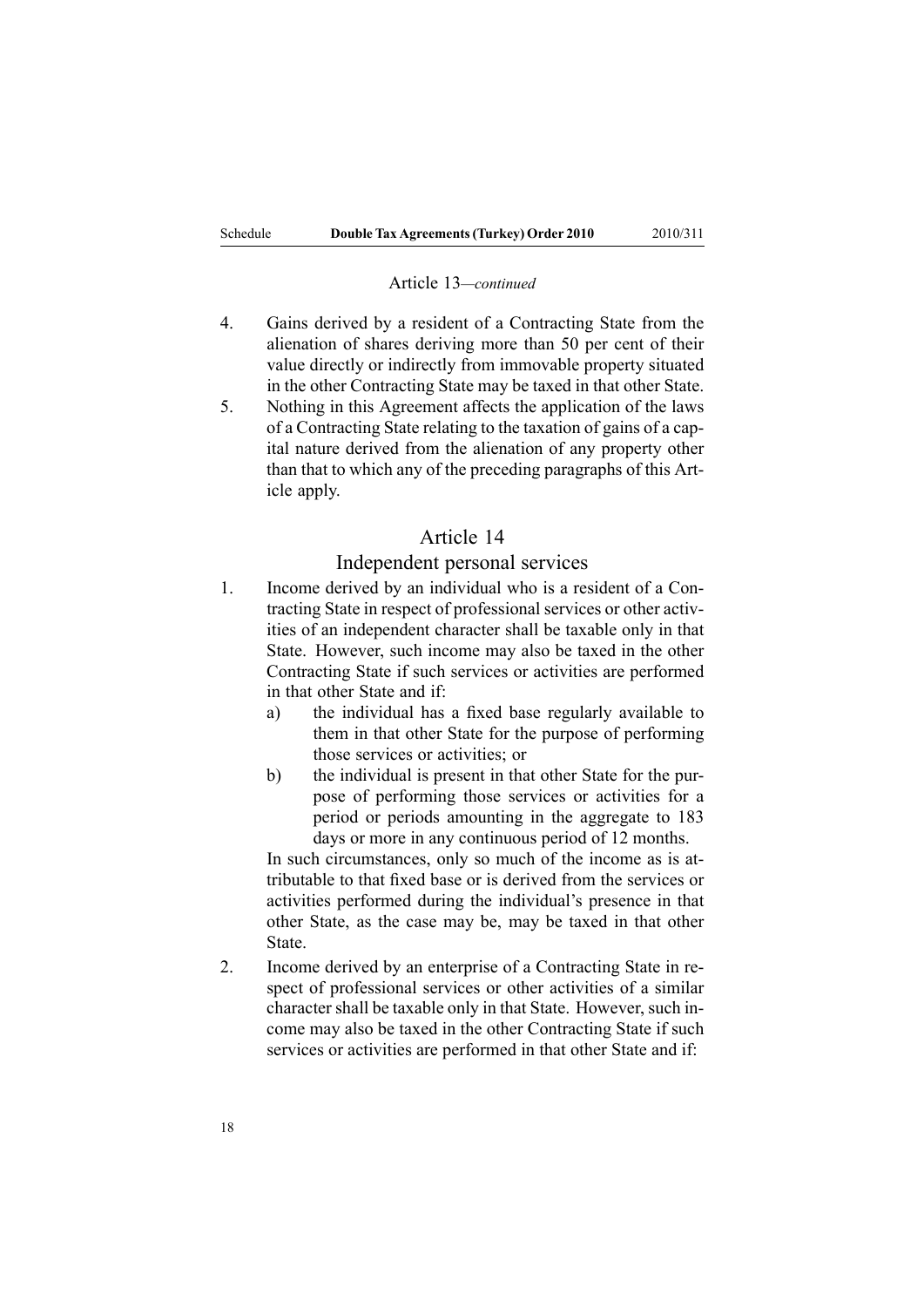Article 13—*continued*

4. Gains derived by a resident of a Contracting State from the alienation of shares deriving more than 50 per cent of their value directly or indirectly from immovable property situated in the other Contracting State may be taxed in that other State.
5. Nothing in this Agreement affects the application of the laws of a Contracting State relating to the taxation of gains of a capital nature derived from the alienation of any property other than that to which any of the preceding paragraphs of this Article apply.

## Article 14

### Independent personal services

1. Income derived by an individual who is a resident of a Contracting State in respect of professional services or other activities of an independent character shall be taxable only in that State. However, such income may also be taxed in the other Contracting State if such services or activities are performed in that other State and if:
   a) the individual has a fixed base regularly available to them in that other State for the purpose of performing those services or activities; or
   b) the individual is present in that other State for the purpose of performing those services or activities for a period or periods amounting in the aggregate to 183 days or more in any continuous period of 12 months.

   In such circumstances, only so much of the income as is attributable to that fixed base or is derived from the services or activities performed during the individual's presence in that other State, as the case may be, may be taxed in that other State.
2. Income derived by an enterprise of a Contracting State in respect of professional services or other activities of a similar character shall be taxable only in that State. However, such income may also be taxed in the other Contracting State if such services or activities are performed in that other State and if: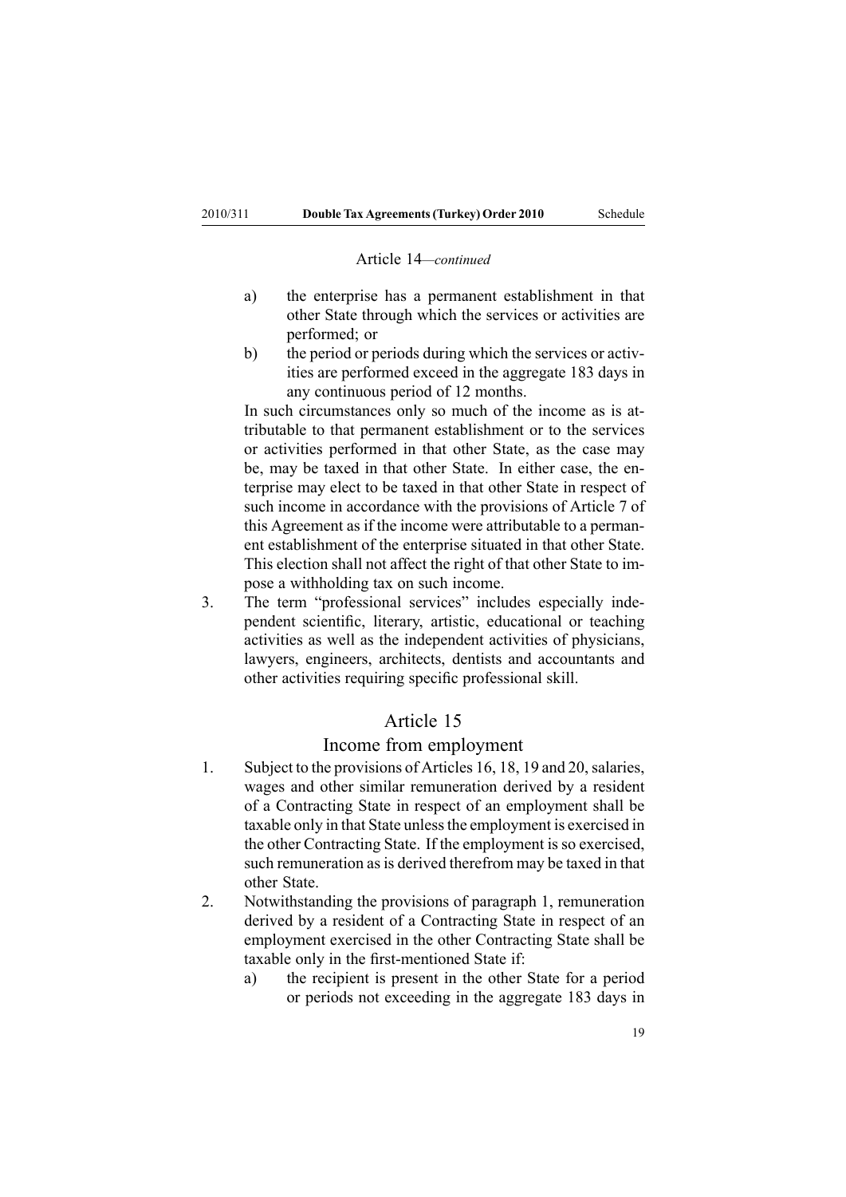Article 14—*continued*

a) the enterprise has a permanent establishment in that other State through which the services or activities are performed; or

b) the period or periods during which the services or activities are performed exceed in the aggregate 183 days in any continuous period of 12 months.

In such circumstances only so much of the income as is attributable to that permanent establishment or to the services or activities performed in that other State, as the case may be, may be taxed in that other State. In either case, the enterprise may elect to be taxed in that other State in respect of such income in accordance with the provisions of Article 7 of this Agreement as if the income were attributable to a permanent establishment of the enterprise situated in that other State. This election shall not affect the right of that other State to impose a withholding tax on such income.

3. The term "professional services" includes especially independent scientific, literary, artistic, educational or teaching activities as well as the independent activities of physicians, lawyers, engineers, architects, dentists and accountants and other activities requiring specific professional skill.

## Article 15

## Income from employment

1. Subject to the provisions of Articles 16, 18, 19 and 20, salaries, wages and other similar remuneration derived by a resident of a Contracting State in respect of an employment shall be taxable only in that State unless the employment is exercised in the other Contracting State. If the employment is so exercised, such remuneration as is derived therefrom may be taxed in that other State.

2. Notwithstanding the provisions of paragraph 1, remuneration derived by a resident of a Contracting State in respect of an employment exercised in the other Contracting State shall be taxable only in the first-mentioned State if:

   a) the recipient is present in the other State for a period or periods not exceeding in the aggregate 183 days in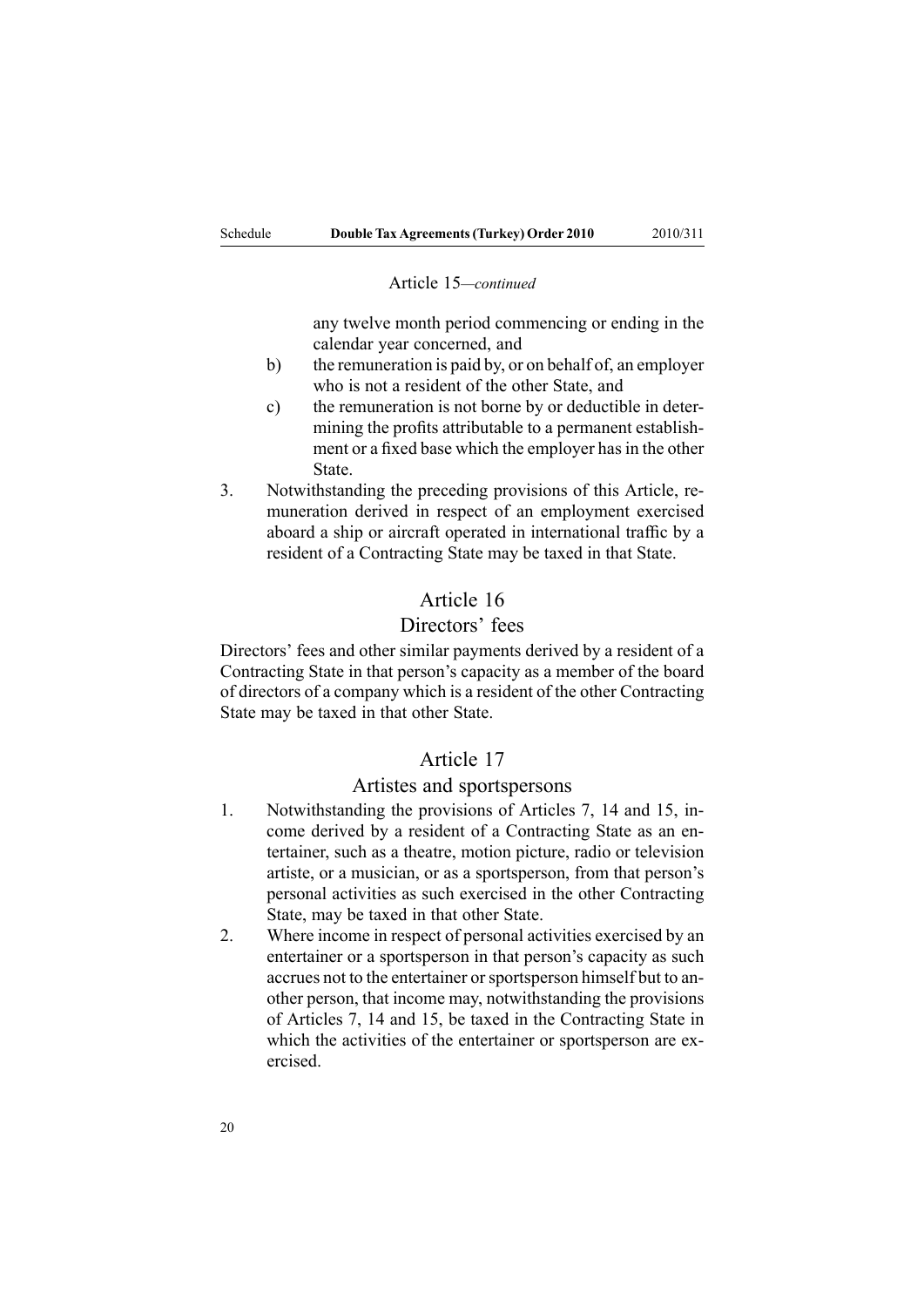Article 15—*continued*

any twelve month period commencing or ending in the calendar year concerned, and

b) the remuneration is paid by, or on behalf of, an employer who is not a resident of the other State, and

c) the remuneration is not borne by or deductible in determining the profits attributable to a permanent establishment or a fixed base which the employer has in the other State.

3. Notwithstanding the preceding provisions of this Article, remuneration derived in respect of an employment exercised aboard a ship or aircraft operated in international traffic by a resident of a Contracting State may be taxed in that State.

## Article 16

## Directors' fees

Directors' fees and other similar payments derived by a resident of a Contracting State in that person's capacity as a member of the board of directors of a company which is a resident of the other Contracting State may be taxed in that other State.

## Article 17

## Artistes and sportspersons

1. Notwithstanding the provisions of Articles 7, 14 and 15, income derived by a resident of a Contracting State as an entertainer, such as a theatre, motion picture, radio or television artiste, or a musician, or as a sportsperson, from that person's personal activities as such exercised in the other Contracting State, may be taxed in that other State.

2. Where income in respect of personal activities exercised by an entertainer or a sportsperson in that person's capacity as such accrues not to the entertainer or sportsperson himself but to another person, that income may, notwithstanding the provisions of Articles 7, 14 and 15, be taxed in the Contracting State in which the activities of the entertainer or sportsperson are exercised.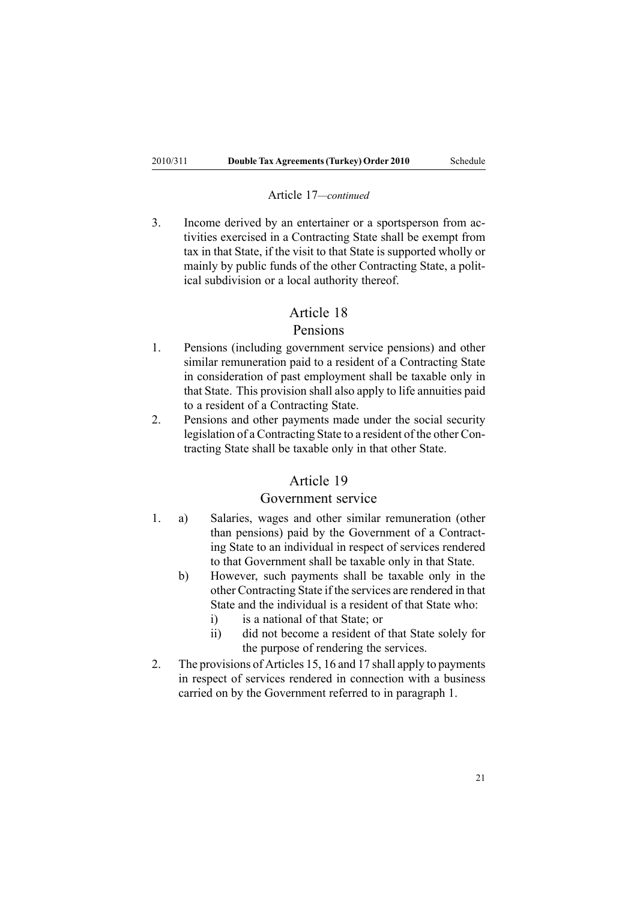Article 17—*continued*

3. Income derived by an entertainer or a sportsperson from activities exercised in a Contracting State shall be exempt from tax in that State, if the visit to that State is supported wholly or mainly by public funds of the other Contracting State, a political subdivision or a local authority thereof.

## Article 18
## Pensions

1. Pensions (including government service pensions) and other similar remuneration paid to a resident of a Contracting State in consideration of past employment shall be taxable only in that State. This provision shall also apply to life annuities paid to a resident of a Contracting State.
2. Pensions and other payments made under the social security legislation of a Contracting State to a resident of the other Contracting State shall be taxable only in that other State.

## Article 19
## Government service

1. a) Salaries, wages and other similar remuneration (other than pensions) paid by the Government of a Contracting State to an individual in respect of services rendered to that Government shall be taxable only in that State.
   b) However, such payments shall be taxable only in the other Contracting State if the services are rendered in that State and the individual is a resident of that State who:
      i) is a national of that State; or
      ii) did not become a resident of that State solely for the purpose of rendering the services.
2. The provisions of Articles 15, 16 and 17 shall apply to payments in respect of services rendered in connection with a business carried on by the Government referred to in paragraph 1.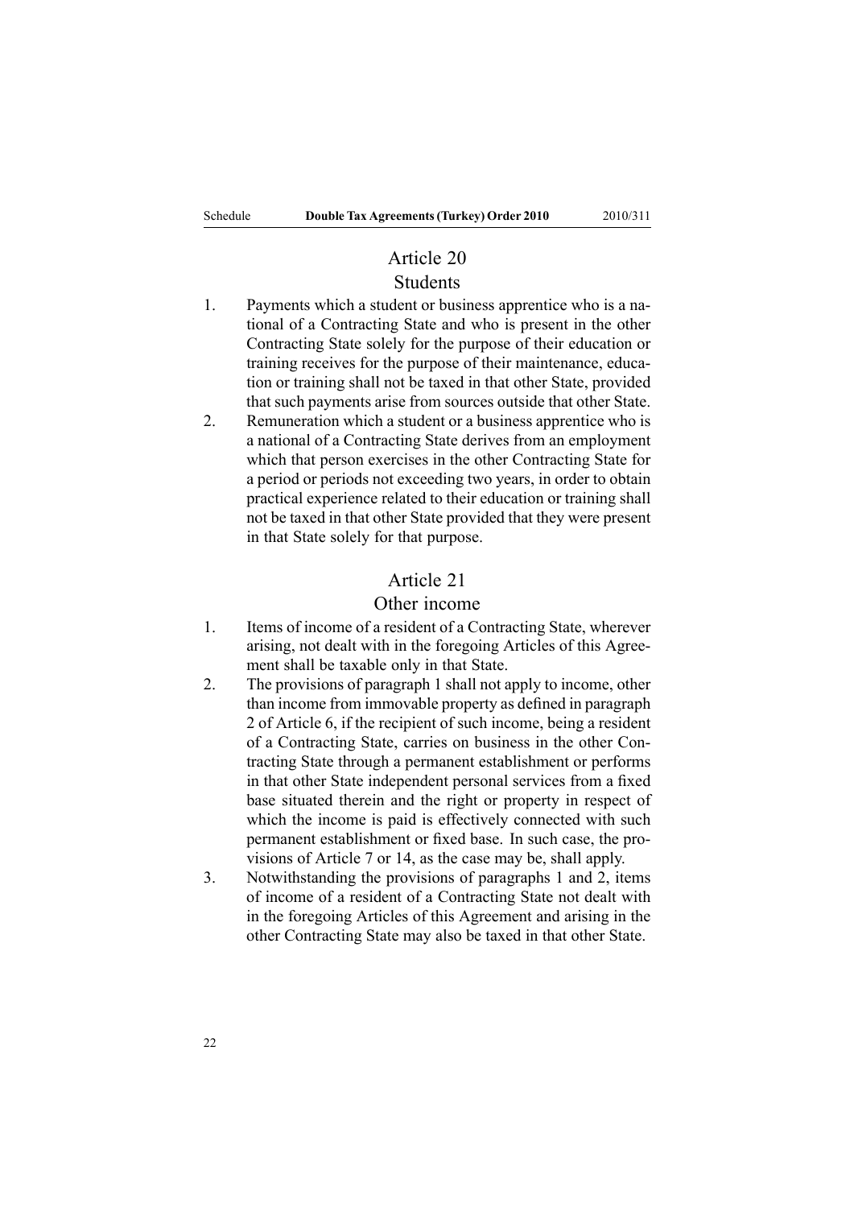## Article 20

### Students

1. Payments which a student or business apprentice who is a national of a Contracting State and who is present in the other Contracting State solely for the purpose of their education or training receives for the purpose of their maintenance, education or training shall not be taxed in that other State, provided that such payments arise from sources outside that other State.
2. Remuneration which a student or a business apprentice who is a national of a Contracting State derives from an employment which that person exercises in the other Contracting State for a period or periods not exceeding two years, in order to obtain practical experience related to their education or training shall not be taxed in that other State provided that they were present in that State solely for that purpose.

## Article 21

### Other income

1. Items of income of a resident of a Contracting State, wherever arising, not dealt with in the foregoing Articles of this Agreement shall be taxable only in that State.
2. The provisions of paragraph 1 shall not apply to income, other than income from immovable property as defined in paragraph 2 of Article 6, if the recipient of such income, being a resident of a Contracting State, carries on business in the other Contracting State through a permanent establishment or performs in that other State independent personal services from a fixed base situated therein and the right or property in respect of which the income is paid is effectively connected with such permanent establishment or fixed base. In such case, the provisions of Article 7 or 14, as the case may be, shall apply.
3. Notwithstanding the provisions of paragraphs 1 and 2, items of income of a resident of a Contracting State not dealt with in the foregoing Articles of this Agreement and arising in the other Contracting State may also be taxed in that other State.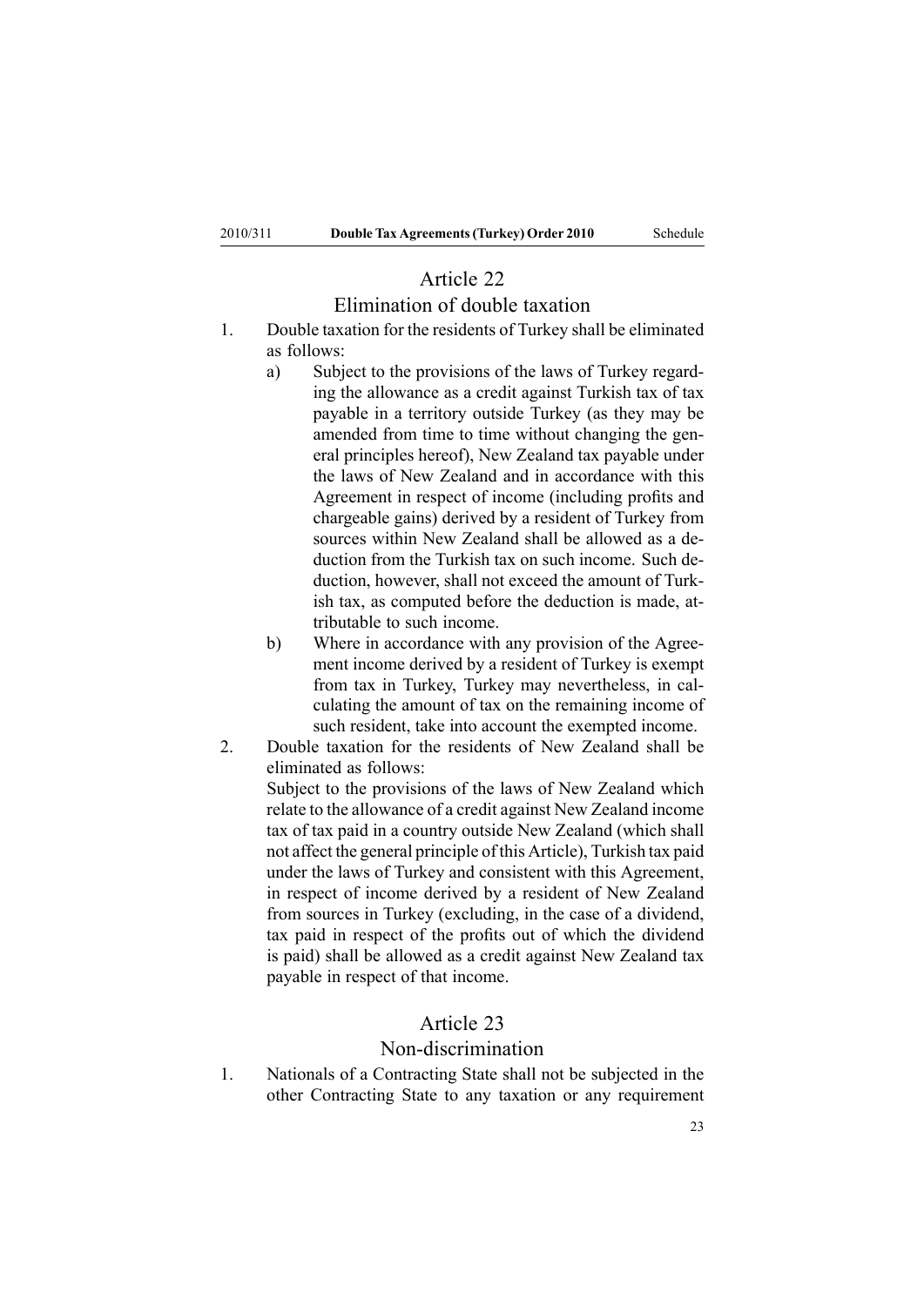## Article 22

### Elimination of double taxation

1. Double taxation for the residents of Turkey shall be eliminated as follows:
   a) Subject to the provisions of the laws of Turkey regarding the allowance as a credit against Turkish tax of tax payable in a territory outside Turkey (as they may be amended from time to time without changing the general principles hereof), New Zealand tax payable under the laws of New Zealand and in accordance with this Agreement in respect of income (including profits and chargeable gains) derived by a resident of Turkey from sources within New Zealand shall be allowed as a deduction from the Turkish tax on such income. Such deduction, however, shall not exceed the amount of Turkish tax, as computed before the deduction is made, attributable to such income.
   b) Where in accordance with any provision of the Agreement income derived by a resident of Turkey is exempt from tax in Turkey, Turkey may nevertheless, in calculating the amount of tax on the remaining income of such resident, take into account the exempted income.
2. Double taxation for the residents of New Zealand shall be eliminated as follows:

   Subject to the provisions of the laws of New Zealand which relate to the allowance of a credit against New Zealand income tax of tax paid in a country outside New Zealand (which shall not affect the general principle of this Article), Turkish tax paid under the laws of Turkey and consistent with this Agreement, in respect of income derived by a resident of New Zealand from sources in Turkey (excluding, in the case of a dividend, tax paid in respect of the profits out of which the dividend is paid) shall be allowed as a credit against New Zealand tax payable in respect of that income.

## Article 23

### Non-discrimination

1. Nationals of a Contracting State shall not be subjected in the other Contracting State to any taxation or any requirement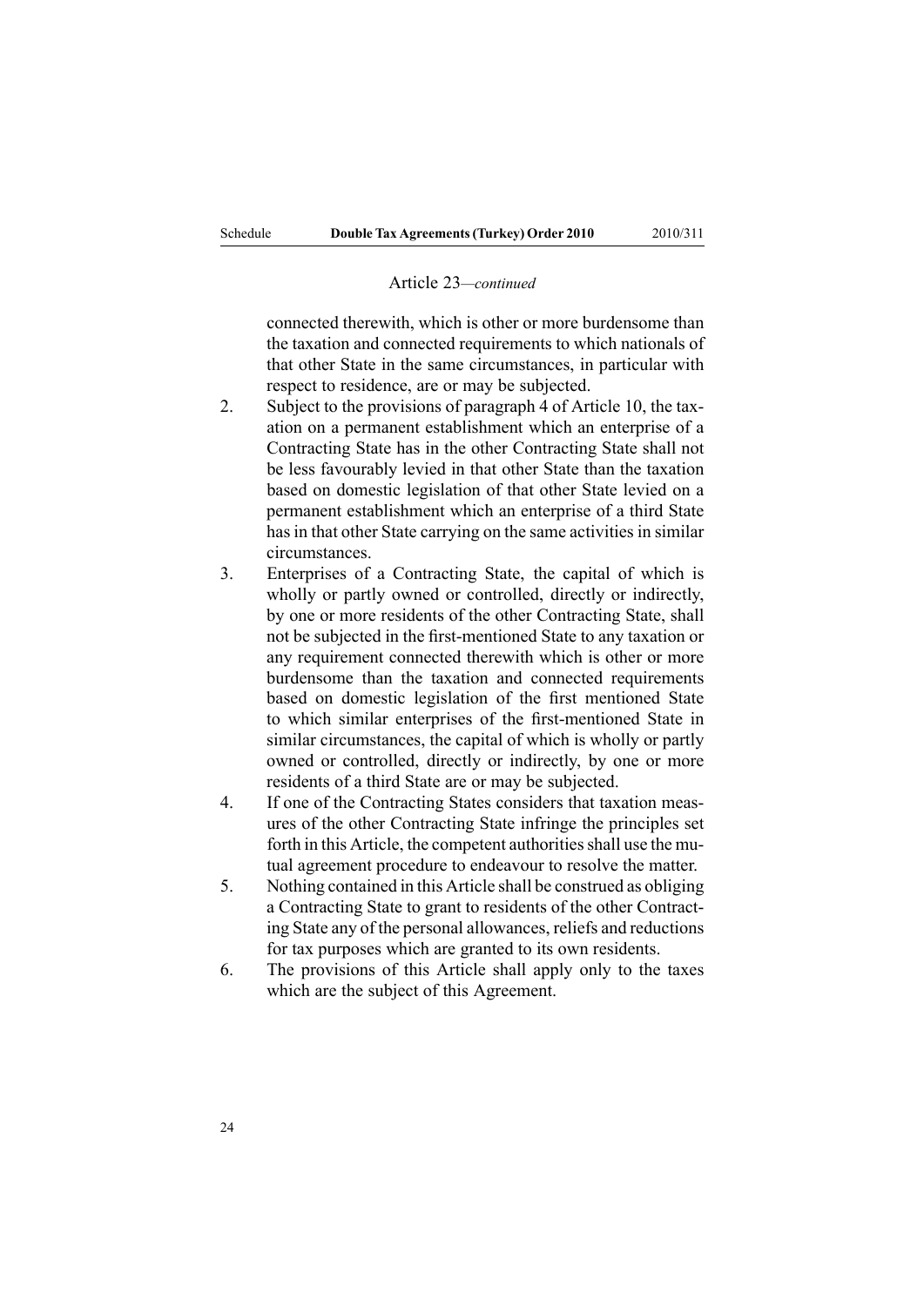Article 23—*continued*

connected therewith, which is other or more burdensome than the taxation and connected requirements to which nationals of that other State in the same circumstances, in particular with respect to residence, are or may be subjected.

2. Subject to the provisions of paragraph 4 of Article 10, the taxation on a permanent establishment which an enterprise of a Contracting State has in the other Contracting State shall not be less favourably levied in that other State than the taxation based on domestic legislation of that other State levied on a permanent establishment which an enterprise of a third State has in that other State carrying on the same activities in similar circumstances.

3. Enterprises of a Contracting State, the capital of which is wholly or partly owned or controlled, directly or indirectly, by one or more residents of the other Contracting State, shall not be subjected in the first-mentioned State to any taxation or any requirement connected therewith which is other or more burdensome than the taxation and connected requirements based on domestic legislation of the first mentioned State to which similar enterprises of the first-mentioned State in similar circumstances, the capital of which is wholly or partly owned or controlled, directly or indirectly, by one or more residents of a third State are or may be subjected.

4. If one of the Contracting States considers that taxation measures of the other Contracting State infringe the principles set forth in this Article, the competent authorities shall use the mutual agreement procedure to endeavour to resolve the matter.

5. Nothing contained in this Article shall be construed as obliging a Contracting State to grant to residents of the other Contracting State any of the personal allowances, reliefs and reductions for tax purposes which are granted to its own residents.

6. The provisions of this Article shall apply only to the taxes which are the subject of this Agreement.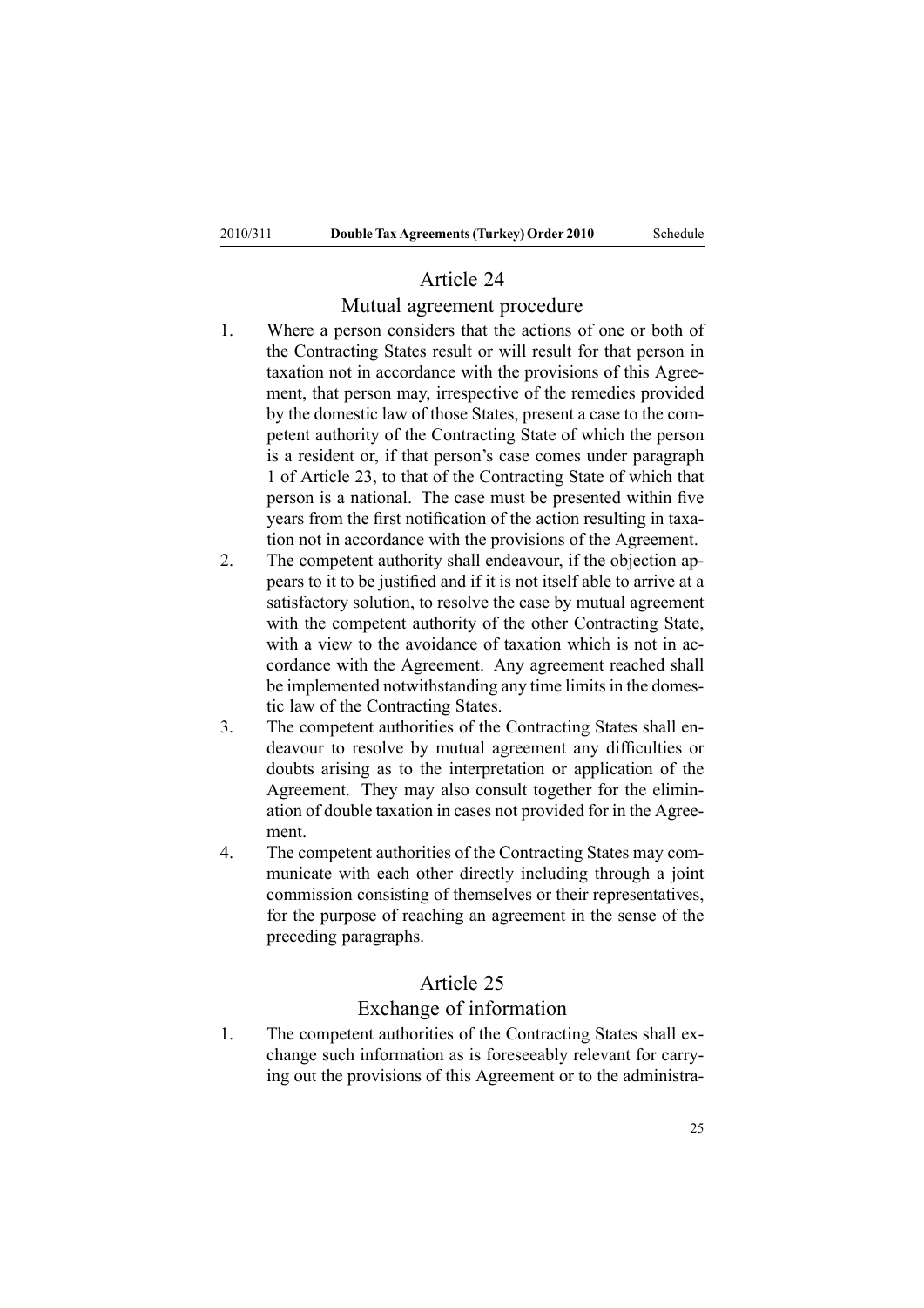## Article 24

### Mutual agreement procedure

1. Where a person considers that the actions of one or both of the Contracting States result or will result for that person in taxation not in accordance with the provisions of this Agreement, that person may, irrespective of the remedies provided by the domestic law of those States, present a case to the competent authority of the Contracting State of which the person is a resident or, if that person's case comes under paragraph 1 of Article 23, to that of the Contracting State of which that person is a national. The case must be presented within five years from the first notification of the action resulting in taxation not in accordance with the provisions of the Agreement.
2. The competent authority shall endeavour, if the objection appears to it to be justified and if it is not itself able to arrive at a satisfactory solution, to resolve the case by mutual agreement with the competent authority of the other Contracting State, with a view to the avoidance of taxation which is not in accordance with the Agreement. Any agreement reached shall be implemented notwithstanding any time limits in the domestic law of the Contracting States.
3. The competent authorities of the Contracting States shall endeavour to resolve by mutual agreement any difficulties or doubts arising as to the interpretation or application of the Agreement. They may also consult together for the elimination of double taxation in cases not provided for in the Agreement.
4. The competent authorities of the Contracting States may communicate with each other directly including through a joint commission consisting of themselves or their representatives, for the purpose of reaching an agreement in the sense of the preceding paragraphs.

## Article 25

### Exchange of information

1. The competent authorities of the Contracting States shall exchange such information as is foreseeably relevant for carrying out the provisions of this Agreement or to the administra-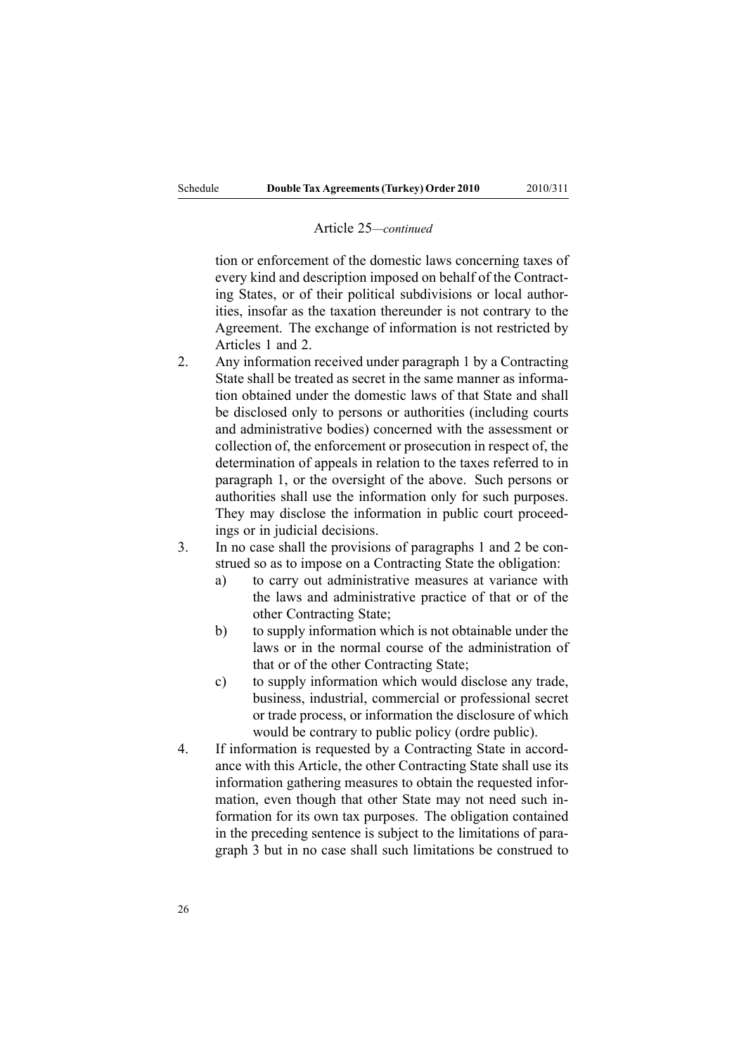Article 25—*continued*

tion or enforcement of the domestic laws concerning taxes of every kind and description imposed on behalf of the Contracting States, or of their political subdivisions or local authorities, insofar as the taxation thereunder is not contrary to the Agreement. The exchange of information is not restricted by Articles 1 and 2.

2. Any information received under paragraph 1 by a Contracting State shall be treated as secret in the same manner as information obtained under the domestic laws of that State and shall be disclosed only to persons or authorities (including courts and administrative bodies) concerned with the assessment or collection of, the enforcement or prosecution in respect of, the determination of appeals in relation to the taxes referred to in paragraph 1, or the oversight of the above. Such persons or authorities shall use the information only for such purposes. They may disclose the information in public court proceedings or in judicial decisions.

3. In no case shall the provisions of paragraphs 1 and 2 be construed so as to impose on a Contracting State the obligation:
   a) to carry out administrative measures at variance with the laws and administrative practice of that or of the other Contracting State;
   b) to supply information which is not obtainable under the laws or in the normal course of the administration of that or of the other Contracting State;
   c) to supply information which would disclose any trade, business, industrial, commercial or professional secret or trade process, or information the disclosure of which would be contrary to public policy (ordre public).

4. If information is requested by a Contracting State in accordance with this Article, the other Contracting State shall use its information gathering measures to obtain the requested information, even though that other State may not need such information for its own tax purposes. The obligation contained in the preceding sentence is subject to the limitations of paragraph 3 but in no case shall such limitations be construed to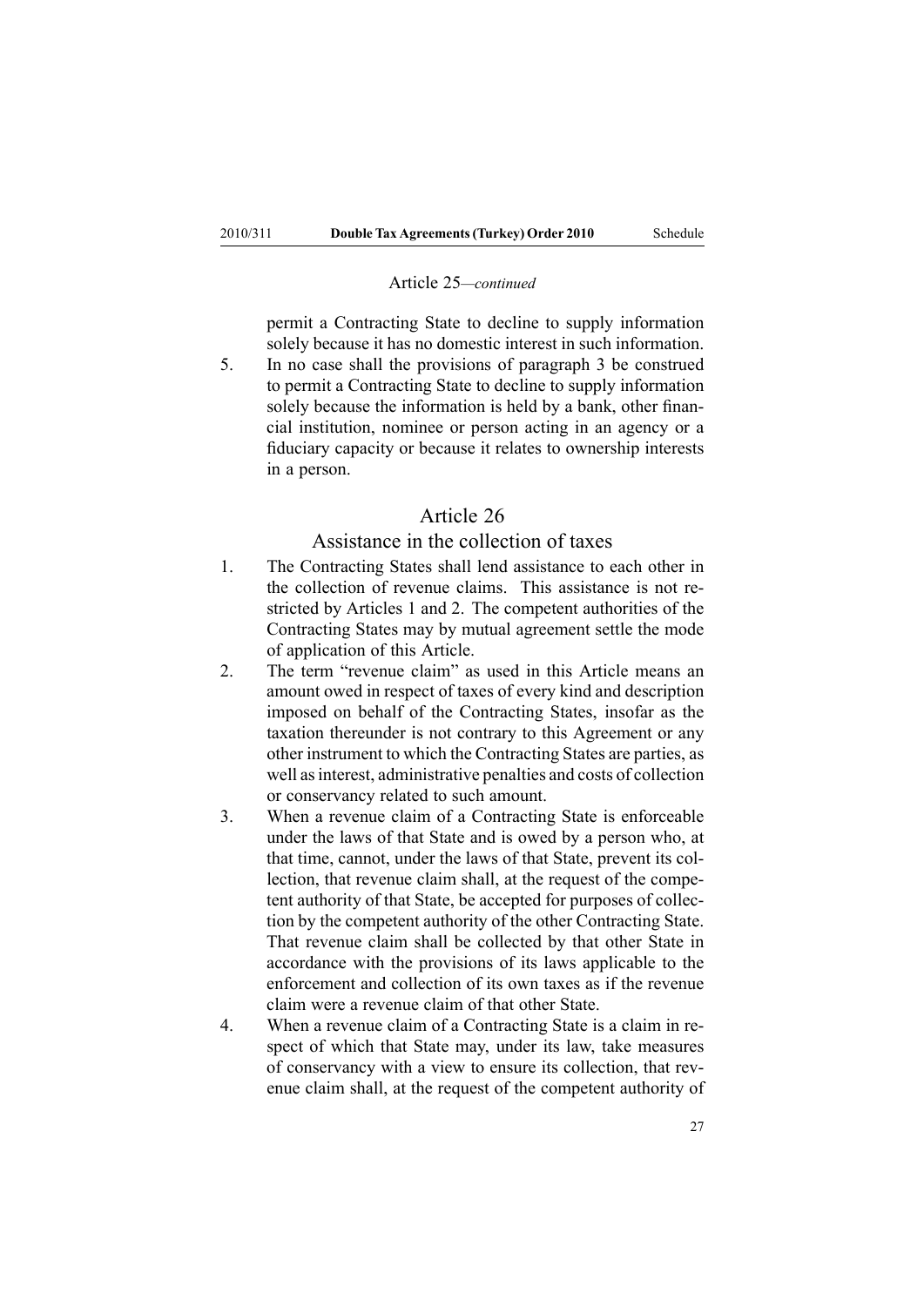Article 25—*continued*

permit a Contracting State to decline to supply information solely because it has no domestic interest in such information.

5. In no case shall the provisions of paragraph 3 be construed to permit a Contracting State to decline to supply information solely because the information is held by a bank, other financial institution, nominee or person acting in an agency or a fiduciary capacity or because it relates to ownership interests in a person.

## Article 26

### Assistance in the collection of taxes

1. The Contracting States shall lend assistance to each other in the collection of revenue claims. This assistance is not restricted by Articles 1 and 2. The competent authorities of the Contracting States may by mutual agreement settle the mode of application of this Article.
2. The term "revenue claim" as used in this Article means an amount owed in respect of taxes of every kind and description imposed on behalf of the Contracting States, insofar as the taxation thereunder is not contrary to this Agreement or any other instrument to which the Contracting States are parties, as well as interest, administrative penalties and costs of collection or conservancy related to such amount.
3. When a revenue claim of a Contracting State is enforceable under the laws of that State and is owed by a person who, at that time, cannot, under the laws of that State, prevent its collection, that revenue claim shall, at the request of the competent authority of that State, be accepted for purposes of collection by the competent authority of the other Contracting State. That revenue claim shall be collected by that other State in accordance with the provisions of its laws applicable to the enforcement and collection of its own taxes as if the revenue claim were a revenue claim of that other State.
4. When a revenue claim of a Contracting State is a claim in respect of which that State may, under its law, take measures of conservancy with a view to ensure its collection, that revenue claim shall, at the request of the competent authority of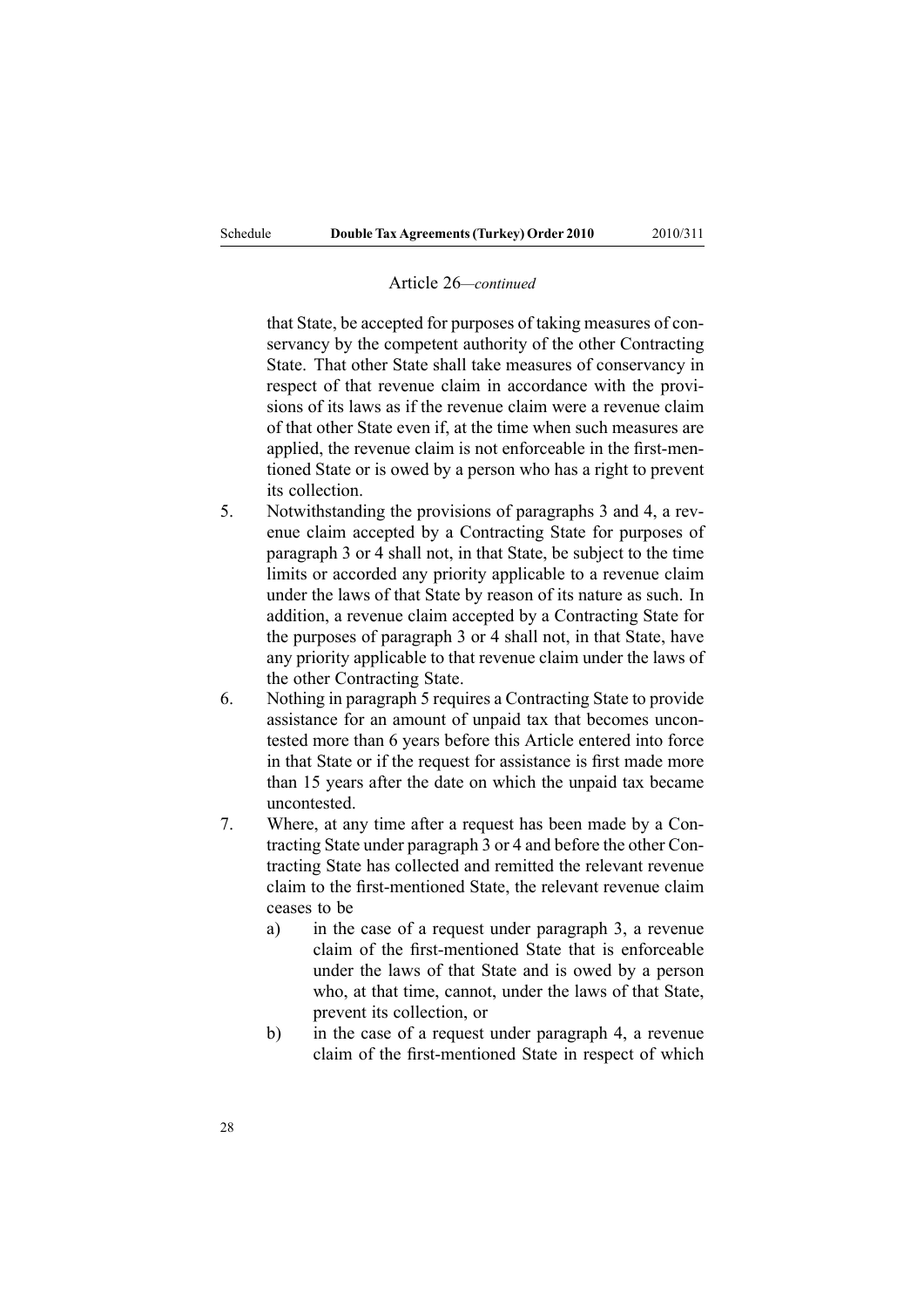Article 26—*continued*

that State, be accepted for purposes of taking measures of conservancy by the competent authority of the other Contracting State. That other State shall take measures of conservancy in respect of that revenue claim in accordance with the provisions of its laws as if the revenue claim were a revenue claim of that other State even if, at the time when such measures are applied, the revenue claim is not enforceable in the first-mentioned State or is owed by a person who has a right to prevent its collection.

5. Notwithstanding the provisions of paragraphs 3 and 4, a revenue claim accepted by a Contracting State for purposes of paragraph 3 or 4 shall not, in that State, be subject to the time limits or accorded any priority applicable to a revenue claim under the laws of that State by reason of its nature as such. In addition, a revenue claim accepted by a Contracting State for the purposes of paragraph 3 or 4 shall not, in that State, have any priority applicable to that revenue claim under the laws of the other Contracting State.

6. Nothing in paragraph 5 requires a Contracting State to provide assistance for an amount of unpaid tax that becomes uncontested more than 6 years before this Article entered into force in that State or if the request for assistance is first made more than 15 years after the date on which the unpaid tax became uncontested.

7. Where, at any time after a request has been made by a Contracting State under paragraph 3 or 4 and before the other Contracting State has collected and remitted the relevant revenue claim to the first-mentioned State, the relevant revenue claim ceases to be

   a) in the case of a request under paragraph 3, a revenue claim of the first-mentioned State that is enforceable under the laws of that State and is owed by a person who, at that time, cannot, under the laws of that State, prevent its collection, or

   b) in the case of a request under paragraph 4, a revenue claim of the first-mentioned State in respect of which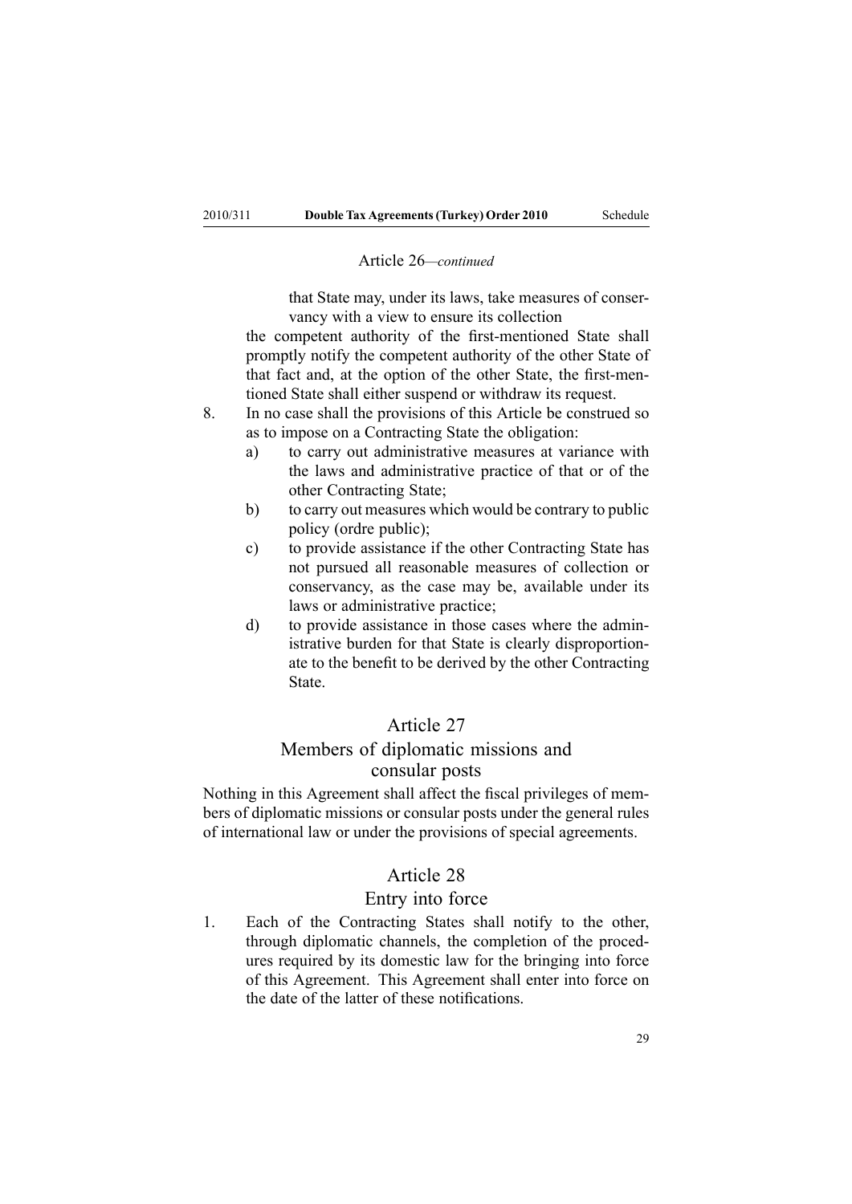Article 26—*continued*

that State may, under its laws, take measures of conservancy with a view to ensure its collection

the competent authority of the first-mentioned State shall promptly notify the competent authority of the other State of that fact and, at the option of the other State, the first-mentioned State shall either suspend or withdraw its request.

8. In no case shall the provisions of this Article be construed so as to impose on a Contracting State the obligation:
   a) to carry out administrative measures at variance with the laws and administrative practice of that or of the other Contracting State;
   b) to carry out measures which would be contrary to public policy (ordre public);
   c) to provide assistance if the other Contracting State has not pursued all reasonable measures of collection or conservancy, as the case may be, available under its laws or administrative practice;
   d) to provide assistance in those cases where the administrative burden for that State is clearly disproportionate to the benefit to be derived by the other Contracting State.

## Article 27
## Members of diplomatic missions and consular posts

Nothing in this Agreement shall affect the fiscal privileges of members of diplomatic missions or consular posts under the general rules of international law or under the provisions of special agreements.

## Article 28
## Entry into force

1. Each of the Contracting States shall notify to the other, through diplomatic channels, the completion of the procedures required by its domestic law for the bringing into force of this Agreement. This Agreement shall enter into force on the date of the latter of these notifications.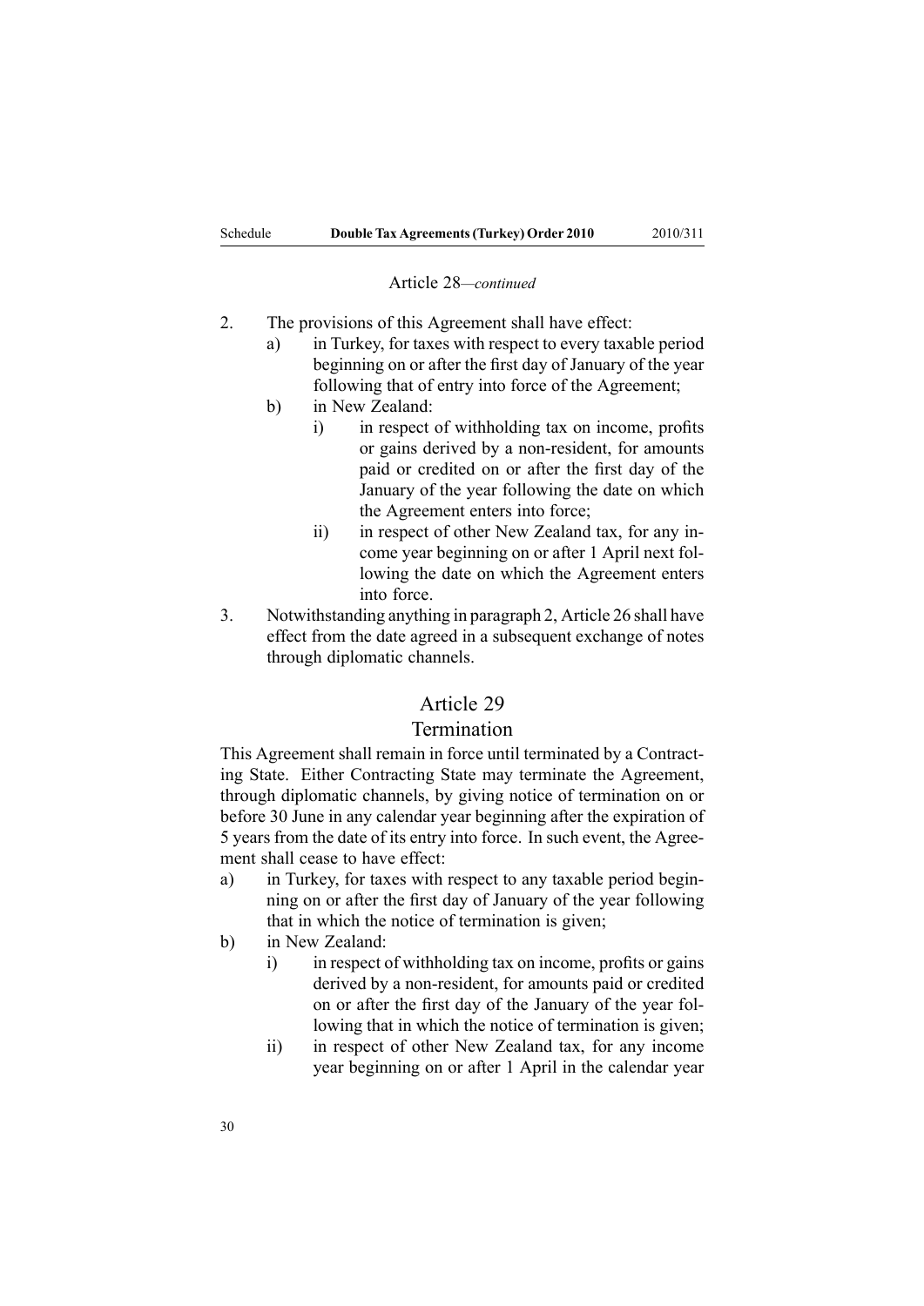Article 28—*continued*

2. The provisions of this Agreement shall have effect:
   a) in Turkey, for taxes with respect to every taxable period beginning on or after the first day of January of the year following that of entry into force of the Agreement;
   b) in New Zealand:
      i) in respect of withholding tax on income, profits or gains derived by a non-resident, for amounts paid or credited on or after the first day of the January of the year following the date on which the Agreement enters into force;
      ii) in respect of other New Zealand tax, for any income year beginning on or after 1 April next following the date on which the Agreement enters into force.
3. Notwithstanding anything in paragraph 2, Article 26 shall have effect from the date agreed in a subsequent exchange of notes through diplomatic channels.

## Article 29
## Termination

This Agreement shall remain in force until terminated by a Contracting State. Either Contracting State may terminate the Agreement, through diplomatic channels, by giving notice of termination on or before 30 June in any calendar year beginning after the expiration of 5 years from the date of its entry into force. In such event, the Agreement shall cease to have effect:

a) in Turkey, for taxes with respect to any taxable period beginning on or after the first day of January of the year following that in which the notice of termination is given;
b) in New Zealand:
   i) in respect of withholding tax on income, profits or gains derived by a non-resident, for amounts paid or credited on or after the first day of the January of the year following that in which the notice of termination is given;
   ii) in respect of other New Zealand tax, for any income year beginning on or after 1 April in the calendar year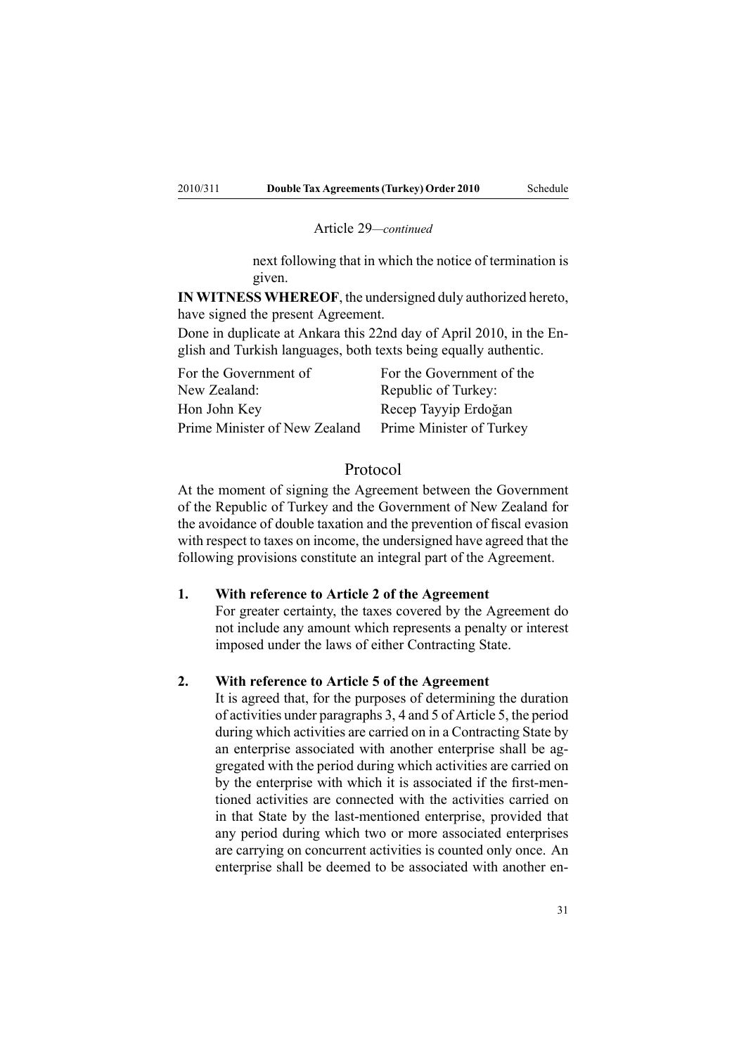Article 29—*continued*

next following that in which the notice of termination is given.

**IN WITNESS WHEREOF**, the undersigned duly authorized hereto, have signed the present Agreement.

Done in duplicate at Ankara this 22nd day of April 2010, in the English and Turkish languages, both texts being equally authentic.

| For the Government of New Zealand: | For the Government of the Republic of Turkey: |
|---|---|
| Hon John Key | Recep Tayyip Erdoğan |
| Prime Minister of New Zealand | Prime Minister of Turkey |

## Protocol

At the moment of signing the Agreement between the Government of the Republic of Turkey and the Government of New Zealand for the avoidance of double taxation and the prevention of fiscal evasion with respect to taxes on income, the undersigned have agreed that the following provisions constitute an integral part of the Agreement.

**1. With reference to Article 2 of the Agreement**

For greater certainty, the taxes covered by the Agreement do not include any amount which represents a penalty or interest imposed under the laws of either Contracting State.

**2. With reference to Article 5 of the Agreement**

It is agreed that, for the purposes of determining the duration of activities under paragraphs 3, 4 and 5 of Article 5, the period during which activities are carried on in a Contracting State by an enterprise associated with another enterprise shall be aggregated with the period during which activities are carried on by the enterprise with which it is associated if the first-mentioned activities are connected with the activities carried on in that State by the last-mentioned enterprise, provided that any period during which two or more associated enterprises are carrying on concurrent activities is counted only once. An enterprise shall be deemed to be associated with another en-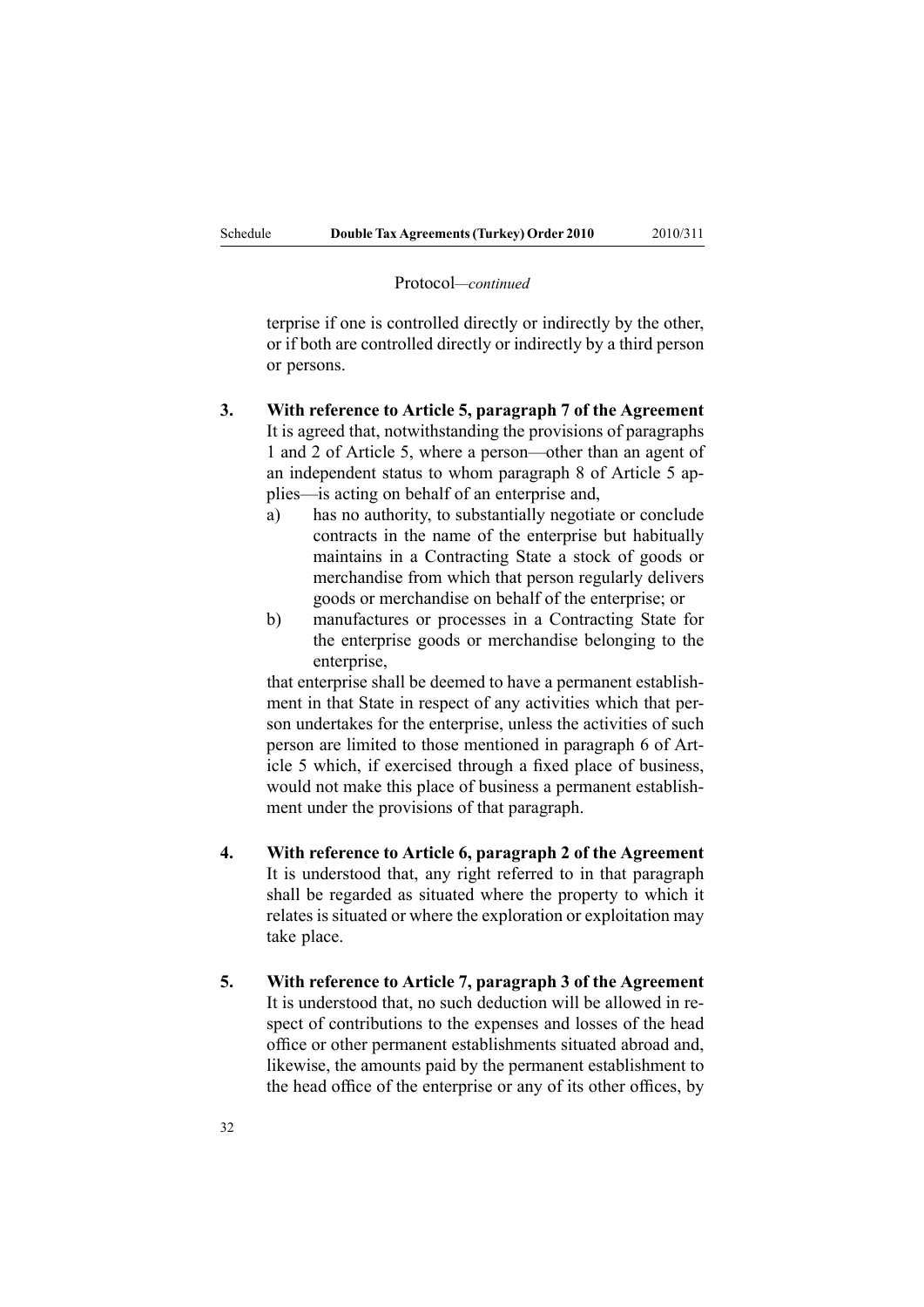Protocol—*continued*

terprise if one is controlled directly or indirectly by the other, or if both are controlled directly or indirectly by a third person or persons.

**3. With reference to Article 5, paragraph 7 of the Agreement**

It is agreed that, notwithstanding the provisions of paragraphs 1 and 2 of Article 5, where a person—other than an agent of an independent status to whom paragraph 8 of Article 5 applies—is acting on behalf of an enterprise and,

a) has no authority, to substantially negotiate or conclude contracts in the name of the enterprise but habitually maintains in a Contracting State a stock of goods or merchandise from which that person regularly delivers goods or merchandise on behalf of the enterprise; or

b) manufactures or processes in a Contracting State for the enterprise goods or merchandise belonging to the enterprise,

that enterprise shall be deemed to have a permanent establishment in that State in respect of any activities which that person undertakes for the enterprise, unless the activities of such person are limited to those mentioned in paragraph 6 of Article 5 which, if exercised through a fixed place of business, would not make this place of business a permanent establishment under the provisions of that paragraph.

**4. With reference to Article 6, paragraph 2 of the Agreement**

It is understood that, any right referred to in that paragraph shall be regarded as situated where the property to which it relates is situated or where the exploration or exploitation may take place.

**5. With reference to Article 7, paragraph 3 of the Agreement**

It is understood that, no such deduction will be allowed in respect of contributions to the expenses and losses of the head office or other permanent establishments situated abroad and, likewise, the amounts paid by the permanent establishment to the head office of the enterprise or any of its other offices, by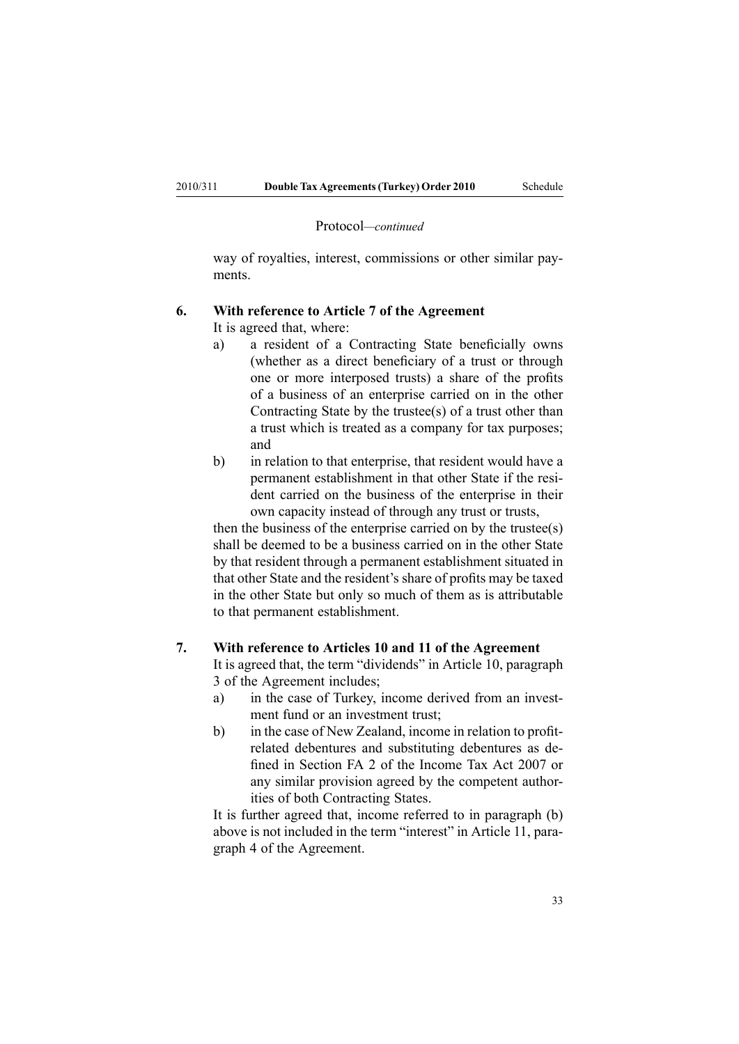Protocol—*continued*

way of royalties, interest, commissions or other similar payments.

**6. With reference to Article 7 of the Agreement**

It is agreed that, where:

a) a resident of a Contracting State beneficially owns (whether as a direct beneficiary of a trust or through one or more interposed trusts) a share of the profits of a business of an enterprise carried on in the other Contracting State by the trustee(s) of a trust other than a trust which is treated as a company for tax purposes; and

b) in relation to that enterprise, that resident would have a permanent establishment in that other State if the resident carried on the business of the enterprise in their own capacity instead of through any trust or trusts,

then the business of the enterprise carried on by the trustee(s) shall be deemed to be a business carried on in the other State by that resident through a permanent establishment situated in that other State and the resident's share of profits may be taxed in the other State but only so much of them as is attributable to that permanent establishment.

**7. With reference to Articles 10 and 11 of the Agreement**

It is agreed that, the term "dividends" in Article 10, paragraph 3 of the Agreement includes;

a) in the case of Turkey, income derived from an investment fund or an investment trust;

b) in the case of New Zealand, income in relation to profit-related debentures and substituting debentures as defined in Section FA 2 of the Income Tax Act 2007 or any similar provision agreed by the competent authorities of both Contracting States.

It is further agreed that, income referred to in paragraph (b) above is not included in the term "interest" in Article 11, paragraph 4 of the Agreement.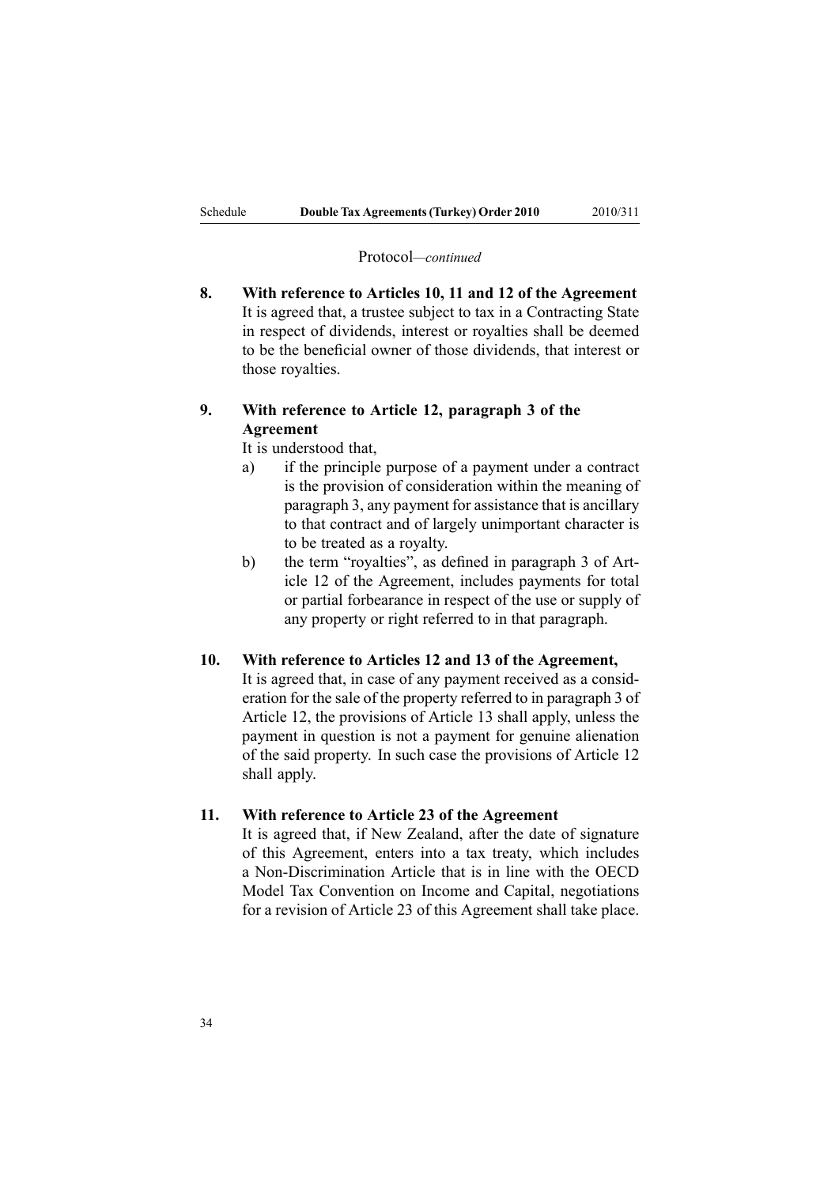Protocol—*continued*

**8. With reference to Articles 10, 11 and 12 of the Agreement**

It is agreed that, a trustee subject to tax in a Contracting State in respect of dividends, interest or royalties shall be deemed to be the beneficial owner of those dividends, that interest or those royalties.

**9. With reference to Article 12, paragraph 3 of the Agreement**

It is understood that,

a) if the principle purpose of a payment under a contract is the provision of consideration within the meaning of paragraph 3, any payment for assistance that is ancillary to that contract and of largely unimportant character is to be treated as a royalty.

b) the term "royalties", as defined in paragraph 3 of Article 12 of the Agreement, includes payments for total or partial forbearance in respect of the use or supply of any property or right referred to in that paragraph.

**10. With reference to Articles 12 and 13 of the Agreement,**

It is agreed that, in case of any payment received as a consideration for the sale of the property referred to in paragraph 3 of Article 12, the provisions of Article 13 shall apply, unless the payment in question is not a payment for genuine alienation of the said property. In such case the provisions of Article 12 shall apply.

**11. With reference to Article 23 of the Agreement**

It is agreed that, if New Zealand, after the date of signature of this Agreement, enters into a tax treaty, which includes a Non-Discrimination Article that is in line with the OECD Model Tax Convention on Income and Capital, negotiations for a revision of Article 23 of this Agreement shall take place.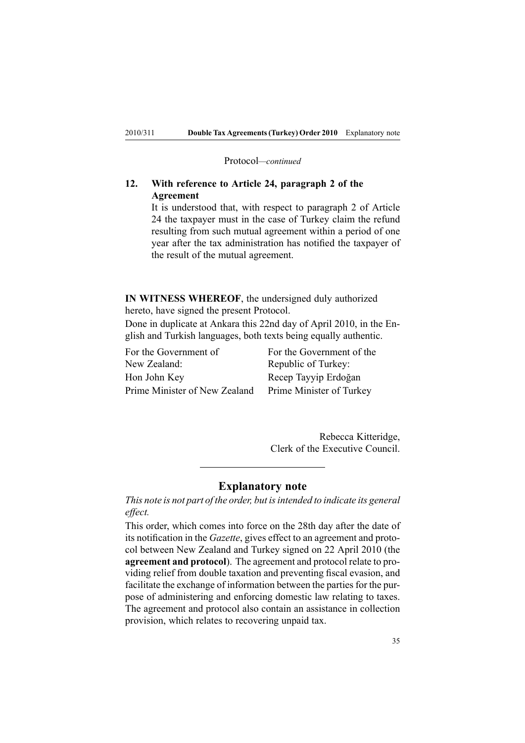Protocol—*continued*

**12. With reference to Article 24, paragraph 2 of the Agreement**

It is understood that, with respect to paragraph 2 of Article 24 the taxpayer must in the case of Turkey claim the refund resulting from such mutual agreement within a period of one year after the tax administration has notified the taxpayer of the result of the mutual agreement.

**IN WITNESS WHEREOF**, the undersigned duly authorized hereto, have signed the present Protocol.

Done in duplicate at Ankara this 22nd day of April 2010, in the English and Turkish languages, both texts being equally authentic.

| For the Government of New Zealand: | For the Government of the Republic of Turkey: |
|---|---|
| Hon John Key | Recep Tayyip Erdoğan |
| Prime Minister of New Zealand | Prime Minister of Turkey |

Rebecca Kitteridge,
Clerk of the Executive Council.

## Explanatory note

*This note is not part of the order, but is intended to indicate its general effect.*

This order, which comes into force on the 28th day after the date of its notification in the *Gazette*, gives effect to an agreement and protocol between New Zealand and Turkey signed on 22 April 2010 (the **agreement and protocol**). The agreement and protocol relate to providing relief from double taxation and preventing fiscal evasion, and facilitate the exchange of information between the parties for the purpose of administering and enforcing domestic law relating to taxes. The agreement and protocol also contain an assistance in collection provision, which relates to recovering unpaid tax.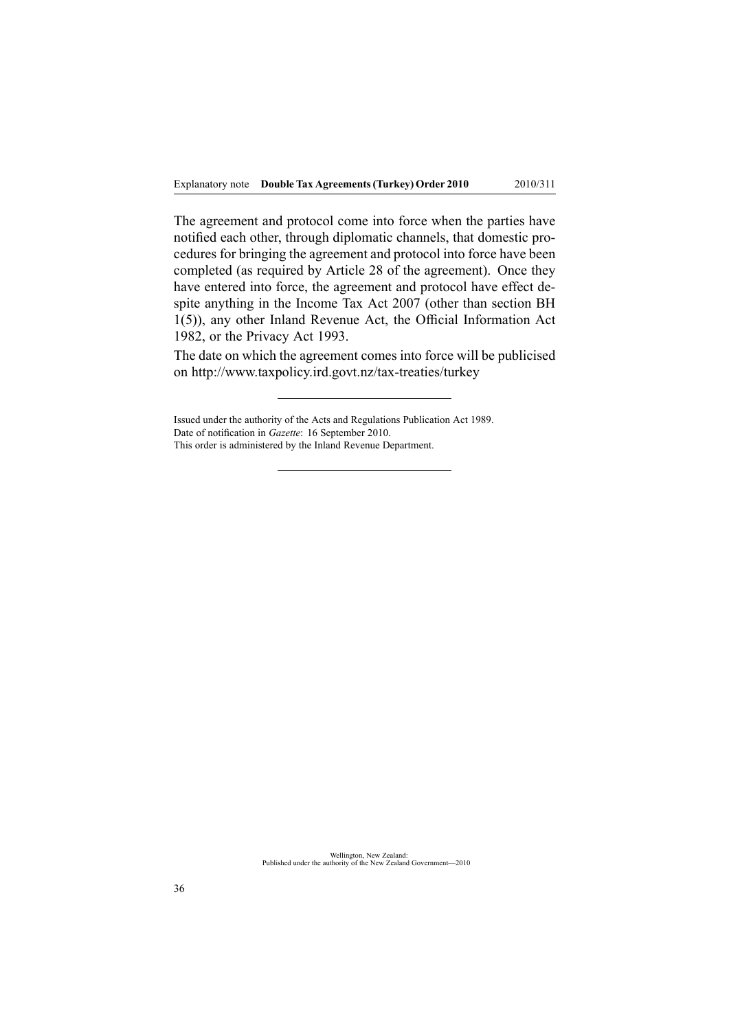The agreement and protocol come into force when the parties have notified each other, through diplomatic channels, that domestic procedures for bringing the agreement and protocol into force have been completed (as required by Article 28 of the agreement). Once they have entered into force, the agreement and protocol have effect despite anything in the Income Tax Act 2007 (other than section BH 1(5)), any other Inland Revenue Act, the Official Information Act 1982, or the Privacy Act 1993.

The date on which the agreement comes into force will be publicised on http://www.taxpolicy.ird.govt.nz/tax-treaties/turkey

---

Issued under the authority of the Acts and Regulations Publication Act 1989.
Date of notification in *Gazette*: 16 September 2010.
This order is administered by the Inland Revenue Department.

---

Wellington, New Zealand:
Published under the authority of the New Zealand Government—2010